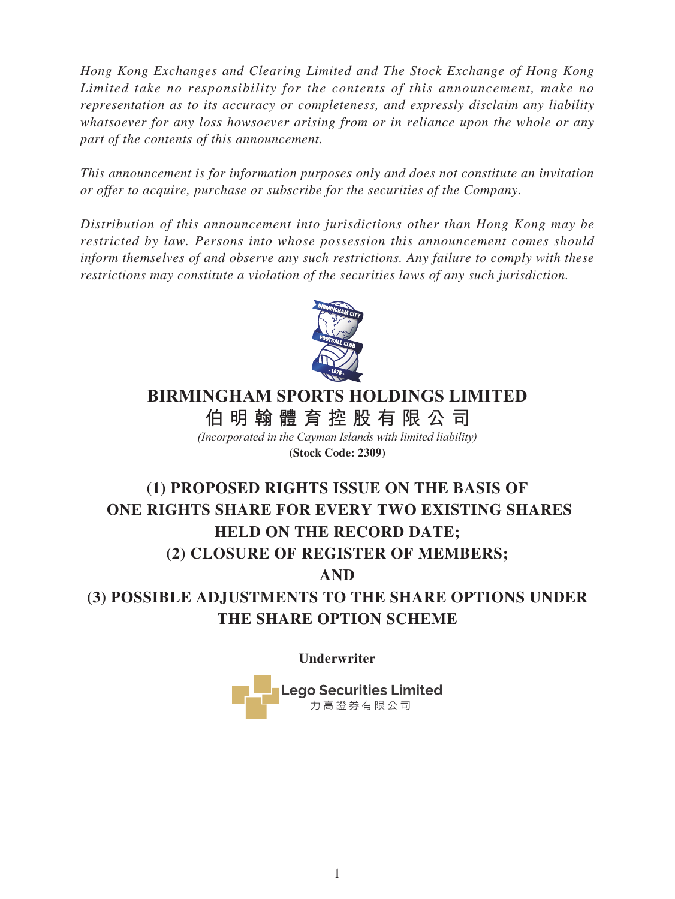*Hong Kong Exchanges and Clearing Limited and The Stock Exchange of Hong Kong Limited take no responsibility for the contents of this announcement, make no representation as to its accuracy or completeness, and expressly disclaim any liability whatsoever for any loss howsoever arising from or in reliance upon the whole or any part of the contents of this announcement.*

*This announcement is for information purposes only and does not constitute an invitation or offer to acquire, purchase or subscribe for the securities of the Company.*

*Distribution of this announcement into jurisdictions other than Hong Kong may be restricted by law. Persons into whose possession this announcement comes should inform themselves of and observe any such restrictions. Any failure to comply with these restrictions may constitute a violation of the securities laws of any such jurisdiction.*

# BIRMINGHAM SPORTS HOLDINGS LIMITED

# 伯明翰體育控股有限公司

*(Incorporated in the Cayman Islands with limited liability)*

**(Stock Code: 2309)**

# (1) PROPOSED RIGHTS ISSUE ON THE BASIS OF ONE RIGHTS SHARE FOR EVERY TWO EXISTING SHARES HELD ON THE RECORD DATE;
# (2) CLOSURE OF REGISTER OF MEMBERS;
# AND
# (3) POSSIBLE ADJUSTMENTS TO THE SHARE OPTIONS UNDER THE SHARE OPTION SCHEME

**Underwriter**

Lego Securities Limited
力高證券有限公司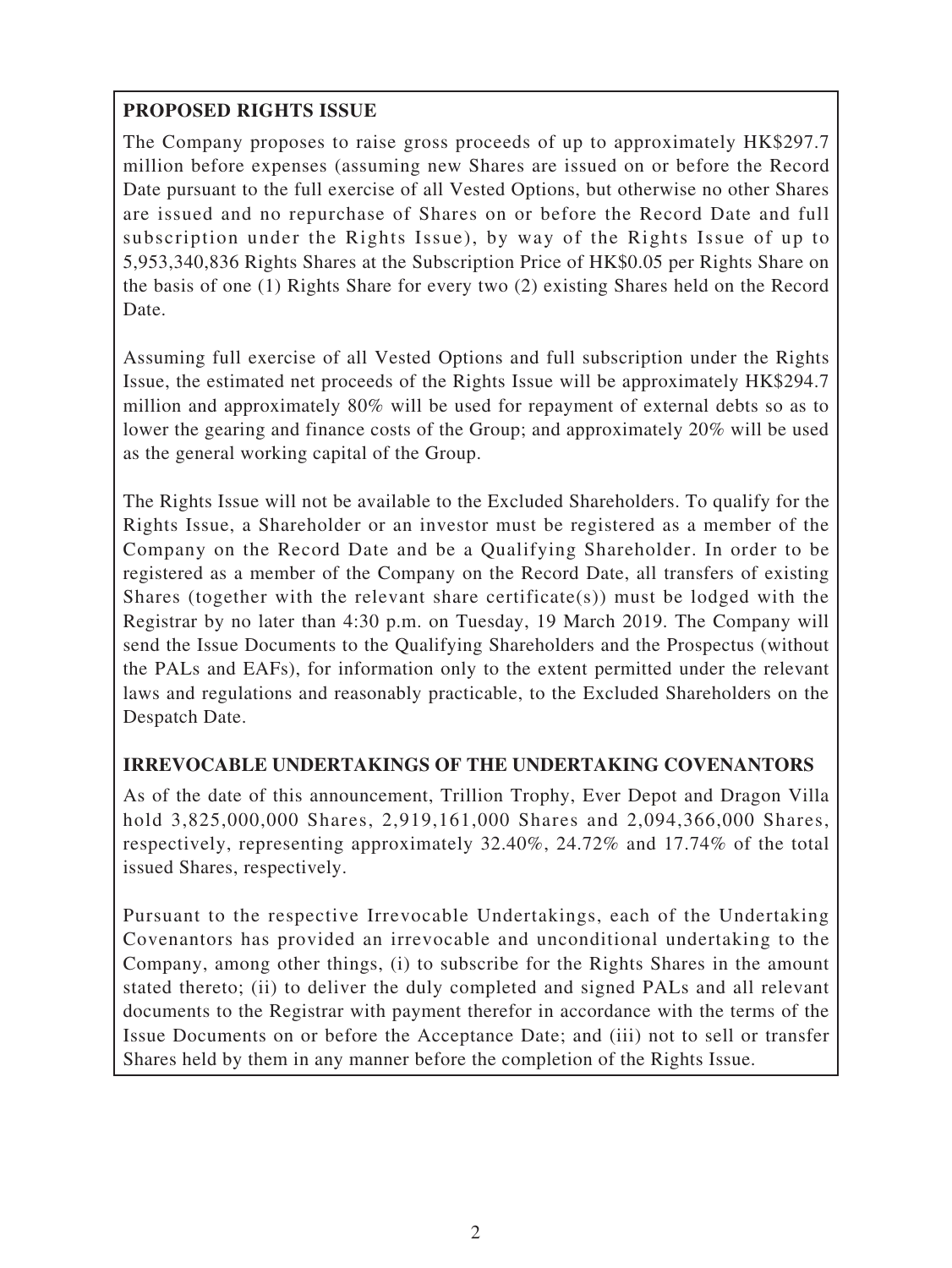**PROPOSED RIGHTS ISSUE**

The Company proposes to raise gross proceeds of up to approximately HK$297.7 million before expenses (assuming new Shares are issued on or before the Record Date pursuant to the full exercise of all Vested Options, but otherwise no other Shares are issued and no repurchase of Shares on or before the Record Date and full subscription under the Rights Issue), by way of the Rights Issue of up to 5,953,340,836 Rights Shares at the Subscription Price of HK$0.05 per Rights Share on the basis of one (1) Rights Share for every two (2) existing Shares held on the Record Date.

Assuming full exercise of all Vested Options and full subscription under the Rights Issue, the estimated net proceeds of the Rights Issue will be approximately HK$294.7 million and approximately 80% will be used for repayment of external debts so as to lower the gearing and finance costs of the Group; and approximately 20% will be used as the general working capital of the Group.

The Rights Issue will not be available to the Excluded Shareholders. To qualify for the Rights Issue, a Shareholder or an investor must be registered as a member of the Company on the Record Date and be a Qualifying Shareholder. In order to be registered as a member of the Company on the Record Date, all transfers of existing Shares (together with the relevant share certificate(s)) must be lodged with the Registrar by no later than 4:30 p.m. on Tuesday, 19 March 2019. The Company will send the Issue Documents to the Qualifying Shareholders and the Prospectus (without the PALs and EAFs), for information only to the extent permitted under the relevant laws and regulations and reasonably practicable, to the Excluded Shareholders on the Despatch Date.

**IRREVOCABLE UNDERTAKINGS OF THE UNDERTAKING COVENANTORS**

As of the date of this announcement, Trillion Trophy, Ever Depot and Dragon Villa hold 3,825,000,000 Shares, 2,919,161,000 Shares and 2,094,366,000 Shares, respectively, representing approximately 32.40%, 24.72% and 17.74% of the total issued Shares, respectively.

Pursuant to the respective Irrevocable Undertakings, each of the Undertaking Covenantors has provided an irrevocable and unconditional undertaking to the Company, among other things, (i) to subscribe for the Rights Shares in the amount stated thereto; (ii) to deliver the duly completed and signed PALs and all relevant documents to the Registrar with payment therefor in accordance with the terms of the Issue Documents on or before the Acceptance Date; and (iii) not to sell or transfer Shares held by them in any manner before the completion of the Rights Issue.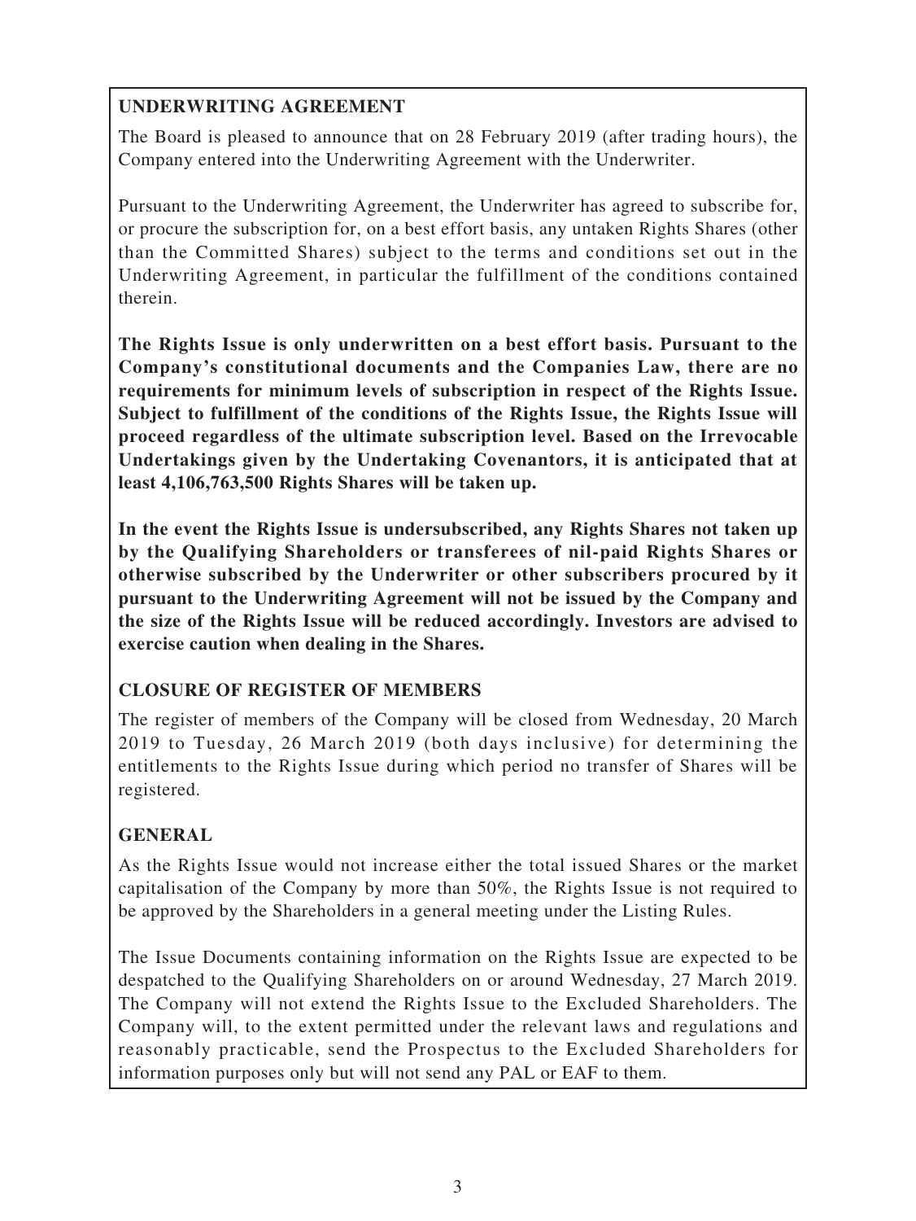**UNDERWRITING AGREEMENT**

The Board is pleased to announce that on 28 February 2019 (after trading hours), the Company entered into the Underwriting Agreement with the Underwriter.

Pursuant to the Underwriting Agreement, the Underwriter has agreed to subscribe for, or procure the subscription for, on a best effort basis, any untaken Rights Shares (other than the Committed Shares) subject to the terms and conditions set out in the Underwriting Agreement, in particular the fulfillment of the conditions contained therein.

**The Rights Issue is only underwritten on a best effort basis. Pursuant to the Company's constitutional documents and the Companies Law, there are no requirements for minimum levels of subscription in respect of the Rights Issue. Subject to fulfillment of the conditions of the Rights Issue, the Rights Issue will proceed regardless of the ultimate subscription level. Based on the Irrevocable Undertakings given by the Undertaking Covenantors, it is anticipated that at least 4,106,763,500 Rights Shares will be taken up.**

**In the event the Rights Issue is undersubscribed, any Rights Shares not taken up by the Qualifying Shareholders or transferees of nil-paid Rights Shares or otherwise subscribed by the Underwriter or other subscribers procured by it pursuant to the Underwriting Agreement will not be issued by the Company and the size of the Rights Issue will be reduced accordingly. Investors are advised to exercise caution when dealing in the Shares.**

**CLOSURE OF REGISTER OF MEMBERS**

The register of members of the Company will be closed from Wednesday, 20 March 2019 to Tuesday, 26 March 2019 (both days inclusive) for determining the entitlements to the Rights Issue during which period no transfer of Shares will be registered.

**GENERAL**

As the Rights Issue would not increase either the total issued Shares or the market capitalisation of the Company by more than 50%, the Rights Issue is not required to be approved by the Shareholders in a general meeting under the Listing Rules.

The Issue Documents containing information on the Rights Issue are expected to be despatched to the Qualifying Shareholders on or around Wednesday, 27 March 2019. The Company will not extend the Rights Issue to the Excluded Shareholders. The Company will, to the extent permitted under the relevant laws and regulations and reasonably practicable, send the Prospectus to the Excluded Shareholders for information purposes only but will not send any PAL or EAF to them.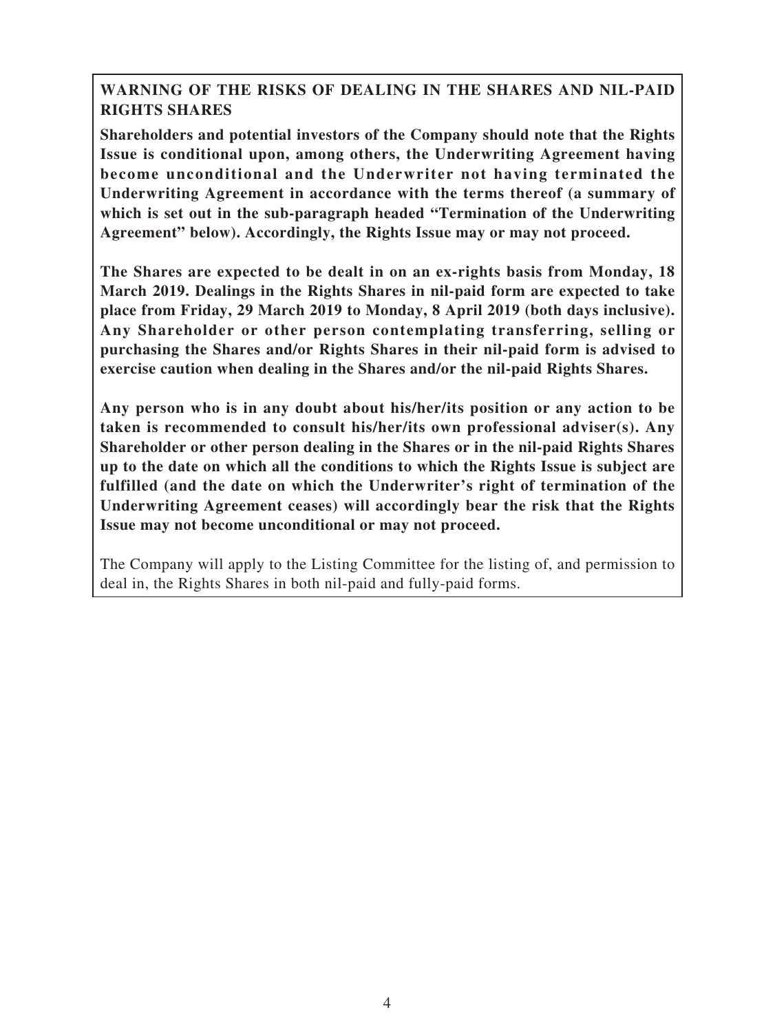**WARNING OF THE RISKS OF DEALING IN THE SHARES AND NIL-PAID RIGHTS SHARES**

**Shareholders and potential investors of the Company should note that the Rights Issue is conditional upon, among others, the Underwriting Agreement having become unconditional and the Underwriter not having terminated the Underwriting Agreement in accordance with the terms thereof (a summary of which is set out in the sub-paragraph headed "Termination of the Underwriting Agreement" below). Accordingly, the Rights Issue may or may not proceed.**

**The Shares are expected to be dealt in on an ex-rights basis from Monday, 18 March 2019. Dealings in the Rights Shares in nil-paid form are expected to take place from Friday, 29 March 2019 to Monday, 8 April 2019 (both days inclusive). Any Shareholder or other person contemplating transferring, selling or purchasing the Shares and/or Rights Shares in their nil-paid form is advised to exercise caution when dealing in the Shares and/or the nil-paid Rights Shares.**

**Any person who is in any doubt about his/her/its position or any action to be taken is recommended to consult his/her/its own professional adviser(s). Any Shareholder or other person dealing in the Shares or in the nil-paid Rights Shares up to the date on which all the conditions to which the Rights Issue is subject are fulfilled (and the date on which the Underwriter's right of termination of the Underwriting Agreement ceases) will accordingly bear the risk that the Rights Issue may not become unconditional or may not proceed.**

The Company will apply to the Listing Committee for the listing of, and permission to deal in, the Rights Shares in both nil-paid and fully-paid forms.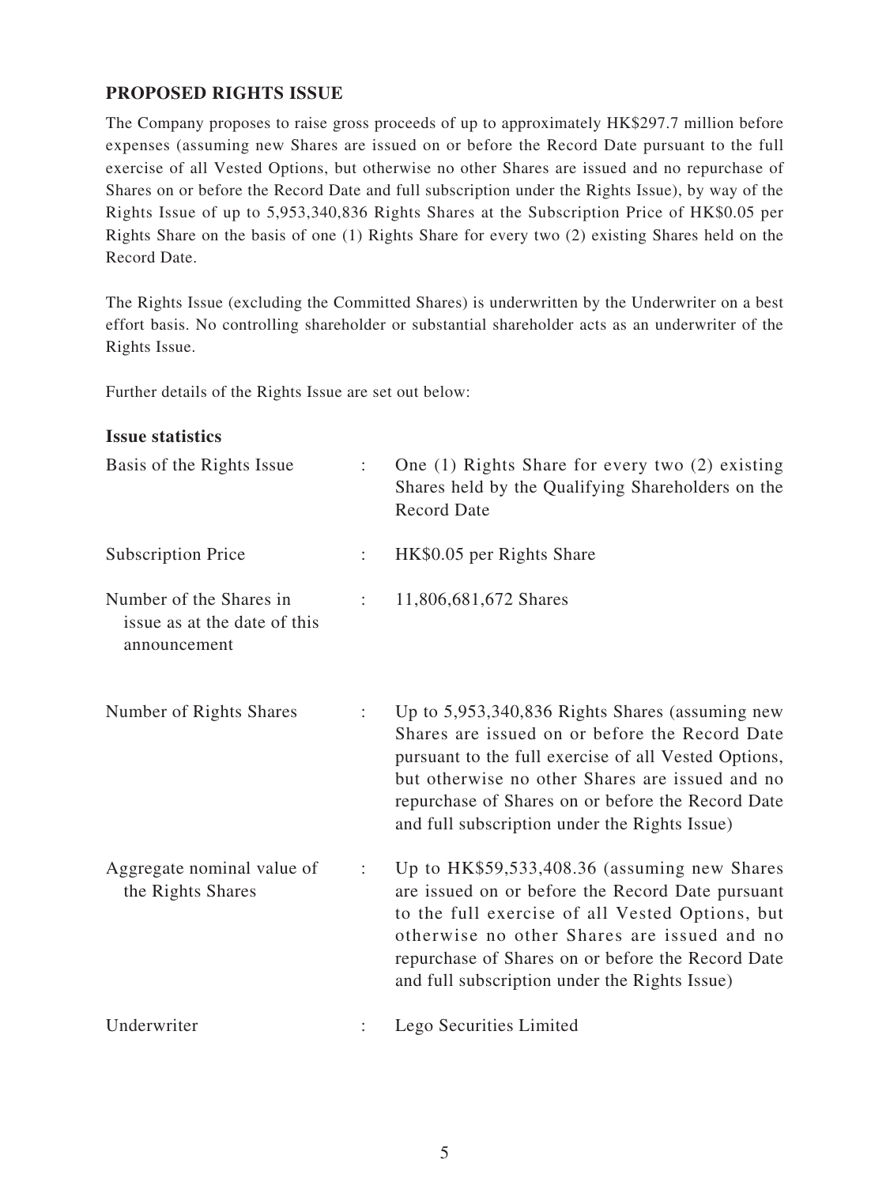## PROPOSED RIGHTS ISSUE

The Company proposes to raise gross proceeds of up to approximately HK$297.7 million before expenses (assuming new Shares are issued on or before the Record Date pursuant to the full exercise of all Vested Options, but otherwise no other Shares are issued and no repurchase of Shares on or before the Record Date and full subscription under the Rights Issue), by way of the Rights Issue of up to 5,953,340,836 Rights Shares at the Subscription Price of HK$0.05 per Rights Share on the basis of one (1) Rights Share for every two (2) existing Shares held on the Record Date.

The Rights Issue (excluding the Committed Shares) is underwritten by the Underwriter on a best effort basis. No controlling shareholder or substantial shareholder acts as an underwriter of the Rights Issue.

Further details of the Rights Issue are set out below:

### Issue statistics

| | | |
|---|---|---|
| Basis of the Rights Issue | : | One (1) Rights Share for every two (2) existing Shares held by the Qualifying Shareholders on the Record Date |
| Subscription Price | : | HK$0.05 per Rights Share |
| Number of the Shares in issue as at the date of this announcement | : | 11,806,681,672 Shares |
| Number of Rights Shares | : | Up to 5,953,340,836 Rights Shares (assuming new Shares are issued on or before the Record Date pursuant to the full exercise of all Vested Options, but otherwise no other Shares are issued and no repurchase of Shares on or before the Record Date and full subscription under the Rights Issue) |
| Aggregate nominal value of the Rights Shares | : | Up to HK$59,533,408.36 (assuming new Shares are issued on or before the Record Date pursuant to the full exercise of all Vested Options, but otherwise no other Shares are issued and no repurchase of Shares on or before the Record Date and full subscription under the Rights Issue) |
| Underwriter | : | Lego Securities Limited |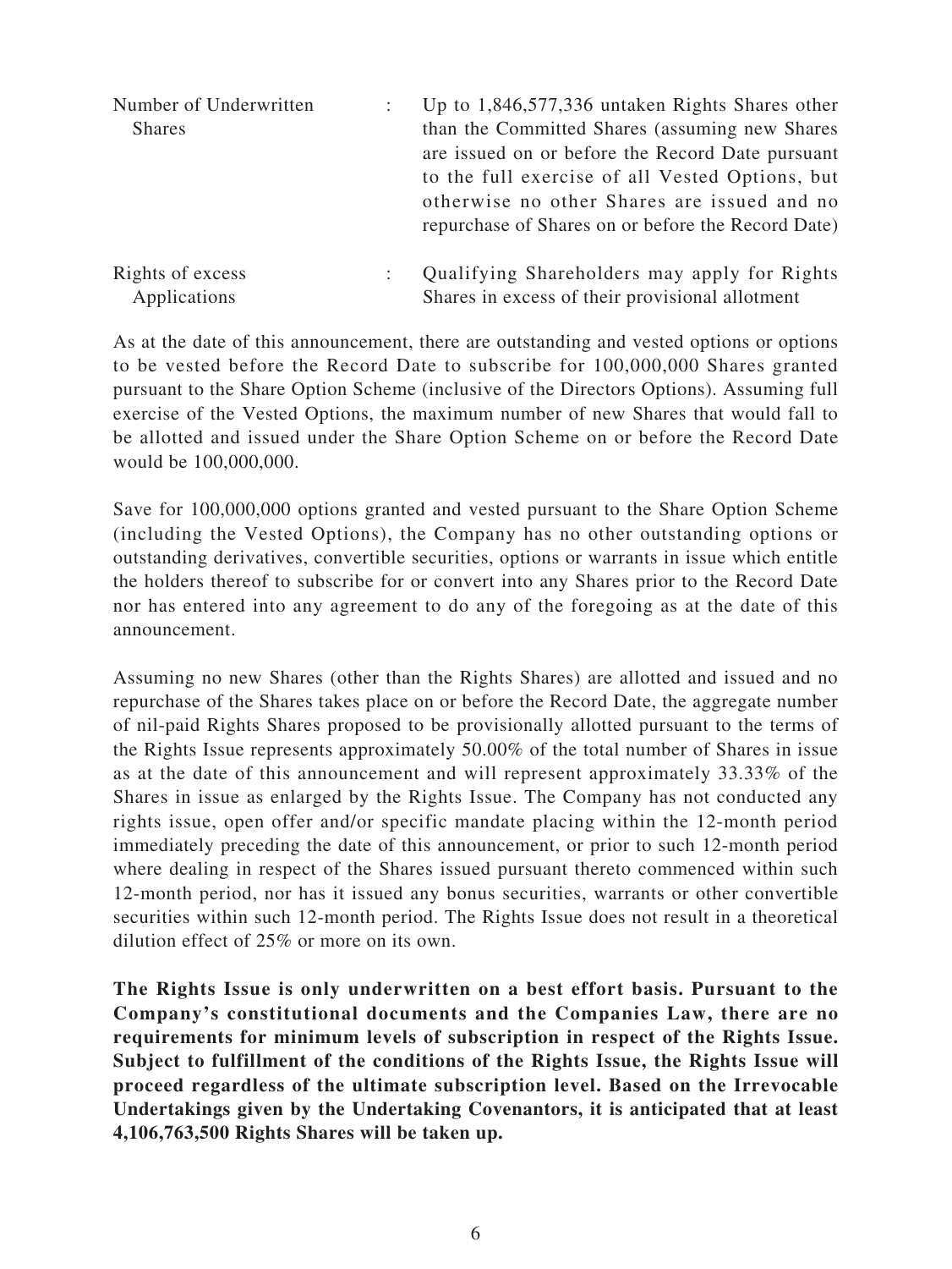| | | |
|---|---|---|
| Number of Underwritten Shares | : | Up to 1,846,577,336 untaken Rights Shares other than the Committed Shares (assuming new Shares are issued on or before the Record Date pursuant to the full exercise of all Vested Options, but otherwise no other Shares are issued and no repurchase of Shares on or before the Record Date) |
| Rights of excess Applications | : | Qualifying Shareholders may apply for Rights Shares in excess of their provisional allotment |

As at the date of this announcement, there are outstanding and vested options or options to be vested before the Record Date to subscribe for 100,000,000 Shares granted pursuant to the Share Option Scheme (inclusive of the Directors Options). Assuming full exercise of the Vested Options, the maximum number of new Shares that would fall to be allotted and issued under the Share Option Scheme on or before the Record Date would be 100,000,000.

Save for 100,000,000 options granted and vested pursuant to the Share Option Scheme (including the Vested Options), the Company has no other outstanding options or outstanding derivatives, convertible securities, options or warrants in issue which entitle the holders thereof to subscribe for or convert into any Shares prior to the Record Date nor has entered into any agreement to do any of the foregoing as at the date of this announcement.

Assuming no new Shares (other than the Rights Shares) are allotted and issued and no repurchase of the Shares takes place on or before the Record Date, the aggregate number of nil-paid Rights Shares proposed to be provisionally allotted pursuant to the terms of the Rights Issue represents approximately 50.00% of the total number of Shares in issue as at the date of this announcement and will represent approximately 33.33% of the Shares in issue as enlarged by the Rights Issue. The Company has not conducted any rights issue, open offer and/or specific mandate placing within the 12-month period immediately preceding the date of this announcement, or prior to such 12-month period where dealing in respect of the Shares issued pursuant thereto commenced within such 12-month period, nor has it issued any bonus securities, warrants or other convertible securities within such 12-month period. The Rights Issue does not result in a theoretical dilution effect of 25% or more on its own.

**The Rights Issue is only underwritten on a best effort basis. Pursuant to the Company's constitutional documents and the Companies Law, there are no requirements for minimum levels of subscription in respect of the Rights Issue. Subject to fulfillment of the conditions of the Rights Issue, the Rights Issue will proceed regardless of the ultimate subscription level. Based on the Irrevocable Undertakings given by the Undertaking Covenantors, it is anticipated that at least 4,106,763,500 Rights Shares will be taken up.**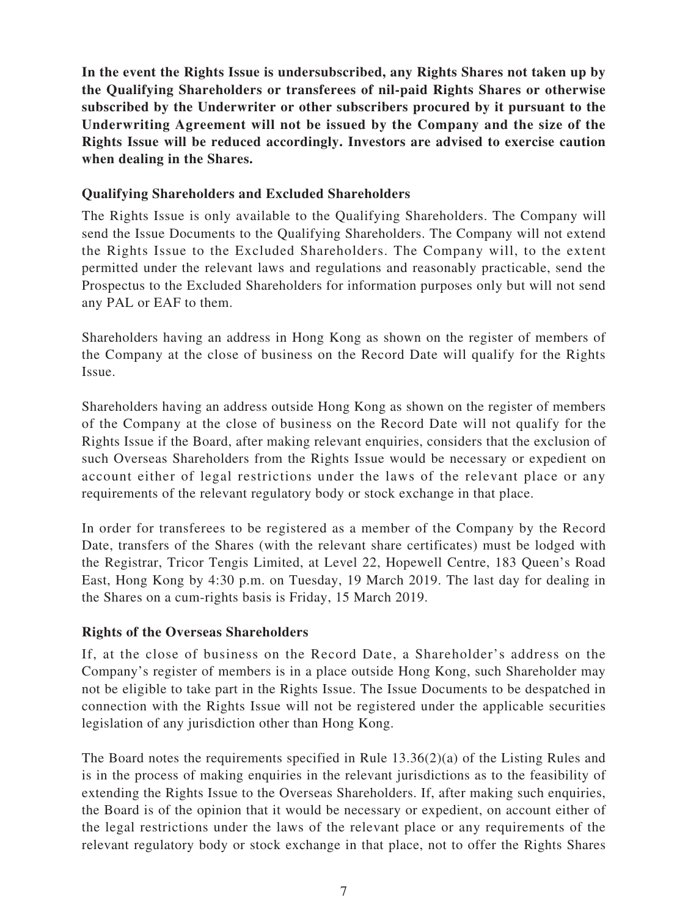**In the event the Rights Issue is undersubscribed, any Rights Shares not taken up by the Qualifying Shareholders or transferees of nil-paid Rights Shares or otherwise subscribed by the Underwriter or other subscribers procured by it pursuant to the Underwriting Agreement will not be issued by the Company and the size of the Rights Issue will be reduced accordingly. Investors are advised to exercise caution when dealing in the Shares.**

### Qualifying Shareholders and Excluded Shareholders

The Rights Issue is only available to the Qualifying Shareholders. The Company will send the Issue Documents to the Qualifying Shareholders. The Company will not extend the Rights Issue to the Excluded Shareholders. The Company will, to the extent permitted under the relevant laws and regulations and reasonably practicable, send the Prospectus to the Excluded Shareholders for information purposes only but will not send any PAL or EAF to them.

Shareholders having an address in Hong Kong as shown on the register of members of the Company at the close of business on the Record Date will qualify for the Rights Issue.

Shareholders having an address outside Hong Kong as shown on the register of members of the Company at the close of business on the Record Date will not qualify for the Rights Issue if the Board, after making relevant enquiries, considers that the exclusion of such Overseas Shareholders from the Rights Issue would be necessary or expedient on account either of legal restrictions under the laws of the relevant place or any requirements of the relevant regulatory body or stock exchange in that place.

In order for transferees to be registered as a member of the Company by the Record Date, transfers of the Shares (with the relevant share certificates) must be lodged with the Registrar, Tricor Tengis Limited, at Level 22, Hopewell Centre, 183 Queen's Road East, Hong Kong by 4:30 p.m. on Tuesday, 19 March 2019. The last day for dealing in the Shares on a cum-rights basis is Friday, 15 March 2019.

### Rights of the Overseas Shareholders

If, at the close of business on the Record Date, a Shareholder's address on the Company's register of members is in a place outside Hong Kong, such Shareholder may not be eligible to take part in the Rights Issue. The Issue Documents to be despatched in connection with the Rights Issue will not be registered under the applicable securities legislation of any jurisdiction other than Hong Kong.

The Board notes the requirements specified in Rule 13.36(2)(a) of the Listing Rules and is in the process of making enquiries in the relevant jurisdictions as to the feasibility of extending the Rights Issue to the Overseas Shareholders. If, after making such enquiries, the Board is of the opinion that it would be necessary or expedient, on account either of the legal restrictions under the laws of the relevant place or any requirements of the relevant regulatory body or stock exchange in that place, not to offer the Rights Shares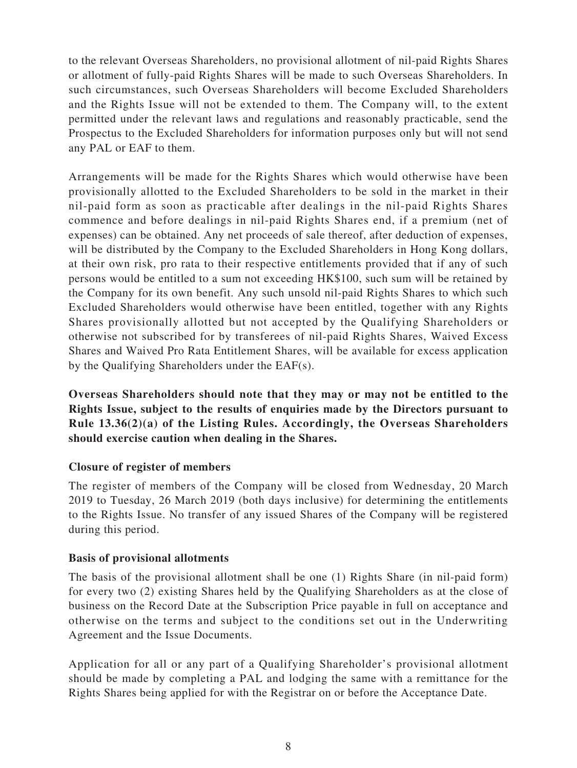to the relevant Overseas Shareholders, no provisional allotment of nil-paid Rights Shares or allotment of fully-paid Rights Shares will be made to such Overseas Shareholders. In such circumstances, such Overseas Shareholders will become Excluded Shareholders and the Rights Issue will not be extended to them. The Company will, to the extent permitted under the relevant laws and regulations and reasonably practicable, send the Prospectus to the Excluded Shareholders for information purposes only but will not send any PAL or EAF to them.

Arrangements will be made for the Rights Shares which would otherwise have been provisionally allotted to the Excluded Shareholders to be sold in the market in their nil-paid form as soon as practicable after dealings in the nil-paid Rights Shares commence and before dealings in nil-paid Rights Shares end, if a premium (net of expenses) can be obtained. Any net proceeds of sale thereof, after deduction of expenses, will be distributed by the Company to the Excluded Shareholders in Hong Kong dollars, at their own risk, pro rata to their respective entitlements provided that if any of such persons would be entitled to a sum not exceeding HK$100, such sum will be retained by the Company for its own benefit. Any such unsold nil-paid Rights Shares to which such Excluded Shareholders would otherwise have been entitled, together with any Rights Shares provisionally allotted but not accepted by the Qualifying Shareholders or otherwise not subscribed for by transferees of nil-paid Rights Shares, Waived Excess Shares and Waived Pro Rata Entitlement Shares, will be available for excess application by the Qualifying Shareholders under the EAF(s).

**Overseas Shareholders should note that they may or may not be entitled to the Rights Issue, subject to the results of enquiries made by the Directors pursuant to Rule 13.36(2)(a) of the Listing Rules. Accordingly, the Overseas Shareholders should exercise caution when dealing in the Shares.**

**Closure of register of members**

The register of members of the Company will be closed from Wednesday, 20 March 2019 to Tuesday, 26 March 2019 (both days inclusive) for determining the entitlements to the Rights Issue. No transfer of any issued Shares of the Company will be registered during this period.

**Basis of provisional allotments**

The basis of the provisional allotment shall be one (1) Rights Share (in nil-paid form) for every two (2) existing Shares held by the Qualifying Shareholders as at the close of business on the Record Date at the Subscription Price payable in full on acceptance and otherwise on the terms and subject to the conditions set out in the Underwriting Agreement and the Issue Documents.

Application for all or any part of a Qualifying Shareholder's provisional allotment should be made by completing a PAL and lodging the same with a remittance for the Rights Shares being applied for with the Registrar on or before the Acceptance Date.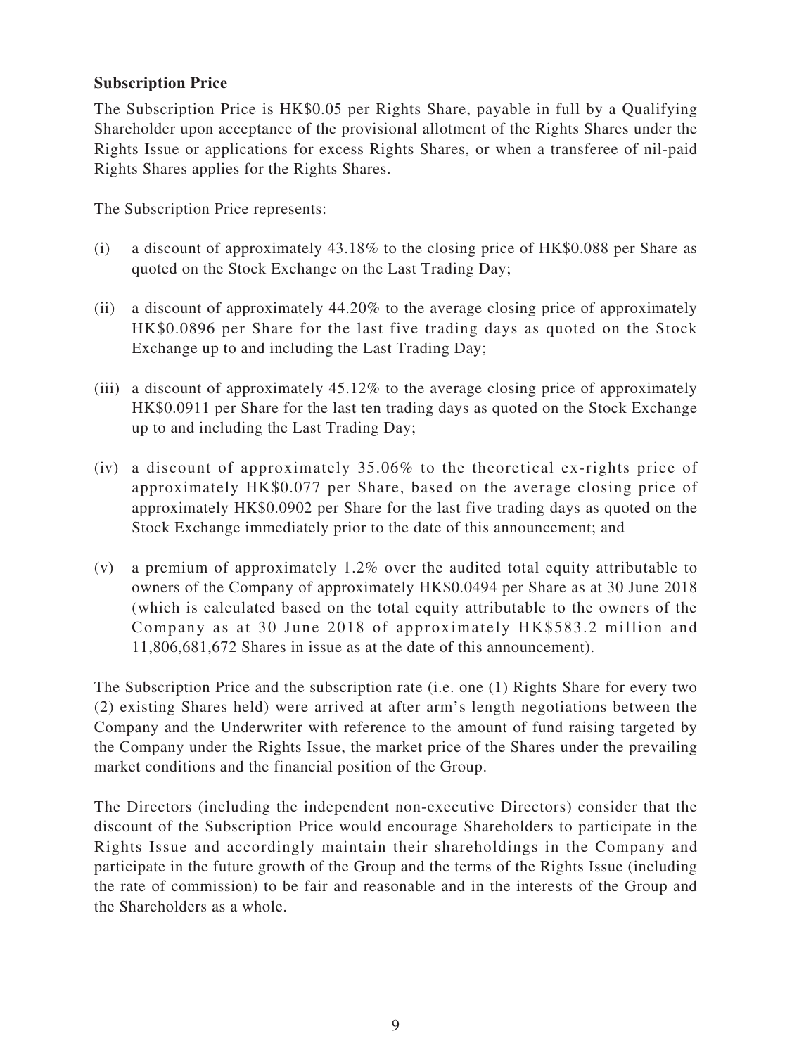**Subscription Price**

The Subscription Price is HK$0.05 per Rights Share, payable in full by a Qualifying Shareholder upon acceptance of the provisional allotment of the Rights Shares under the Rights Issue or applications for excess Rights Shares, or when a transferee of nil-paid Rights Shares applies for the Rights Shares.

The Subscription Price represents:

(i) a discount of approximately 43.18% to the closing price of HK$0.088 per Share as quoted on the Stock Exchange on the Last Trading Day;

(ii) a discount of approximately 44.20% to the average closing price of approximately HK$0.0896 per Share for the last five trading days as quoted on the Stock Exchange up to and including the Last Trading Day;

(iii) a discount of approximately 45.12% to the average closing price of approximately HK$0.0911 per Share for the last ten trading days as quoted on the Stock Exchange up to and including the Last Trading Day;

(iv) a discount of approximately 35.06% to the theoretical ex-rights price of approximately HK$0.077 per Share, based on the average closing price of approximately HK$0.0902 per Share for the last five trading days as quoted on the Stock Exchange immediately prior to the date of this announcement; and

(v) a premium of approximately 1.2% over the audited total equity attributable to owners of the Company of approximately HK$0.0494 per Share as at 30 June 2018 (which is calculated based on the total equity attributable to the owners of the Company as at 30 June 2018 of approximately HK$583.2 million and 11,806,681,672 Shares in issue as at the date of this announcement).

The Subscription Price and the subscription rate (i.e. one (1) Rights Share for every two (2) existing Shares held) were arrived at after arm's length negotiations between the Company and the Underwriter with reference to the amount of fund raising targeted by the Company under the Rights Issue, the market price of the Shares under the prevailing market conditions and the financial position of the Group.

The Directors (including the independent non-executive Directors) consider that the discount of the Subscription Price would encourage Shareholders to participate in the Rights Issue and accordingly maintain their shareholdings in the Company and participate in the future growth of the Group and the terms of the Rights Issue (including the rate of commission) to be fair and reasonable and in the interests of the Group and the Shareholders as a whole.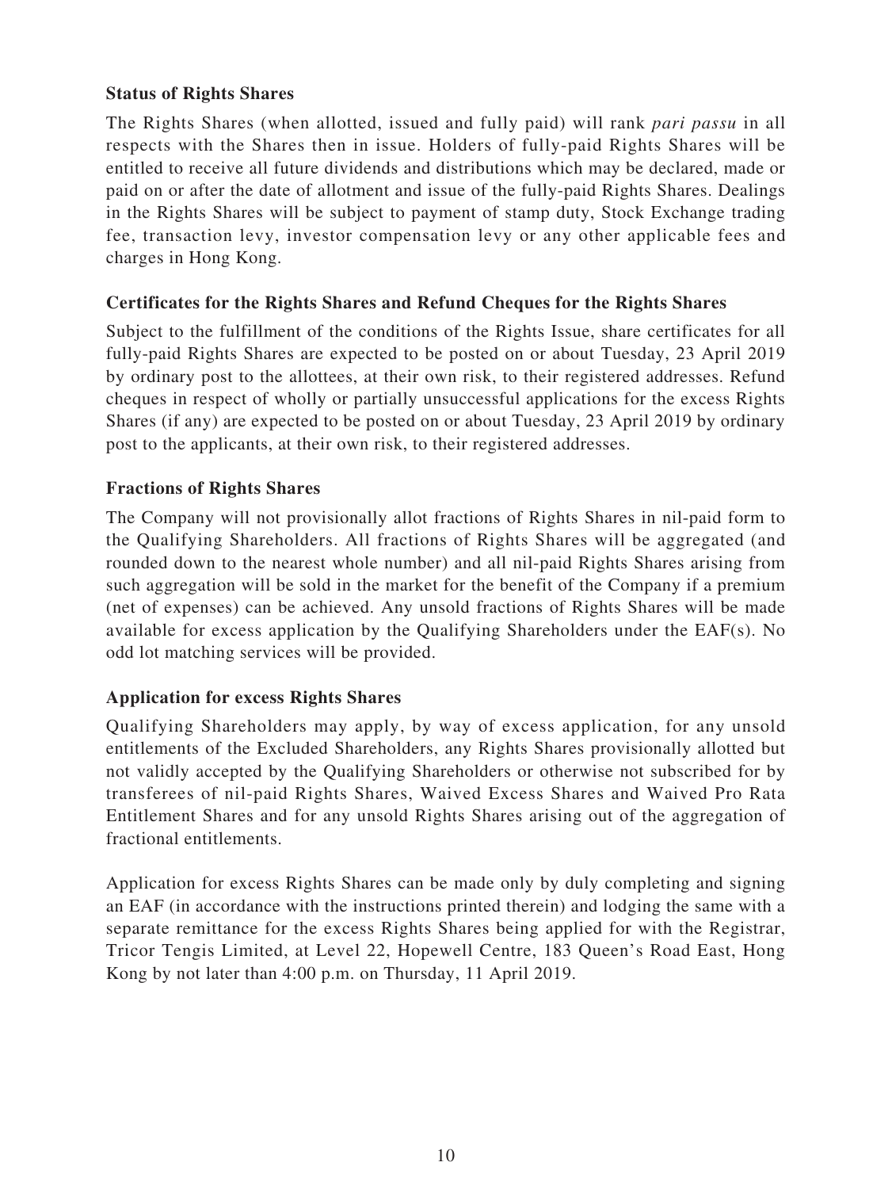**Status of Rights Shares**

The Rights Shares (when allotted, issued and fully paid) will rank *pari passu* in all respects with the Shares then in issue. Holders of fully-paid Rights Shares will be entitled to receive all future dividends and distributions which may be declared, made or paid on or after the date of allotment and issue of the fully-paid Rights Shares. Dealings in the Rights Shares will be subject to payment of stamp duty, Stock Exchange trading fee, transaction levy, investor compensation levy or any other applicable fees and charges in Hong Kong.

**Certificates for the Rights Shares and Refund Cheques for the Rights Shares**

Subject to the fulfillment of the conditions of the Rights Issue, share certificates for all fully-paid Rights Shares are expected to be posted on or about Tuesday, 23 April 2019 by ordinary post to the allottees, at their own risk, to their registered addresses. Refund cheques in respect of wholly or partially unsuccessful applications for the excess Rights Shares (if any) are expected to be posted on or about Tuesday, 23 April 2019 by ordinary post to the applicants, at their own risk, to their registered addresses.

**Fractions of Rights Shares**

The Company will not provisionally allot fractions of Rights Shares in nil-paid form to the Qualifying Shareholders. All fractions of Rights Shares will be aggregated (and rounded down to the nearest whole number) and all nil-paid Rights Shares arising from such aggregation will be sold in the market for the benefit of the Company if a premium (net of expenses) can be achieved. Any unsold fractions of Rights Shares will be made available for excess application by the Qualifying Shareholders under the EAF(s). No odd lot matching services will be provided.

**Application for excess Rights Shares**

Qualifying Shareholders may apply, by way of excess application, for any unsold entitlements of the Excluded Shareholders, any Rights Shares provisionally allotted but not validly accepted by the Qualifying Shareholders or otherwise not subscribed for by transferees of nil-paid Rights Shares, Waived Excess Shares and Waived Pro Rata Entitlement Shares and for any unsold Rights Shares arising out of the aggregation of fractional entitlements.

Application for excess Rights Shares can be made only by duly completing and signing an EAF (in accordance with the instructions printed therein) and lodging the same with a separate remittance for the excess Rights Shares being applied for with the Registrar, Tricor Tengis Limited, at Level 22, Hopewell Centre, 183 Queen's Road East, Hong Kong by not later than 4:00 p.m. on Thursday, 11 April 2019.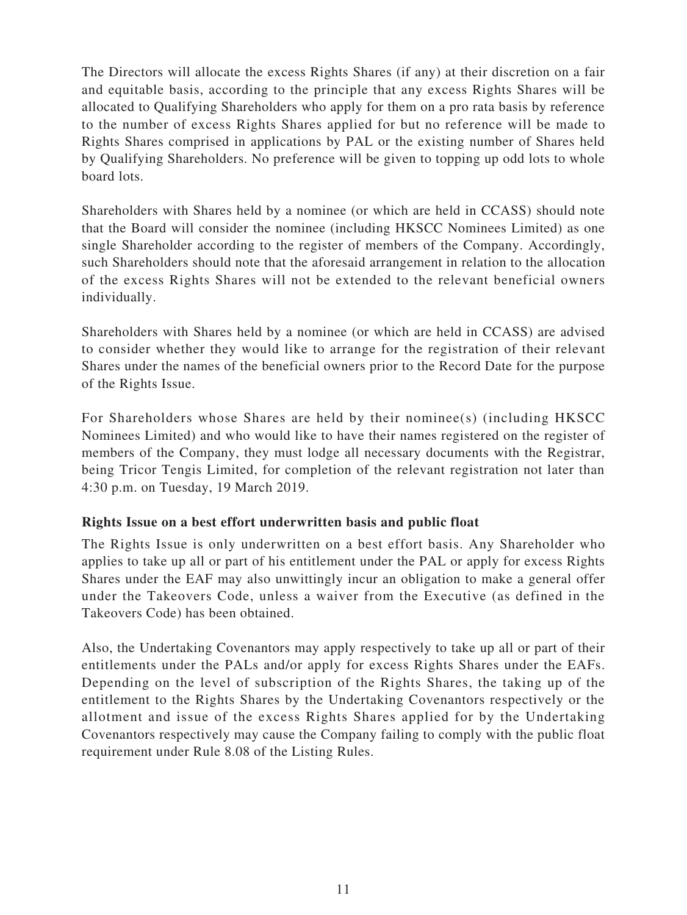The Directors will allocate the excess Rights Shares (if any) at their discretion on a fair and equitable basis, according to the principle that any excess Rights Shares will be allocated to Qualifying Shareholders who apply for them on a pro rata basis by reference to the number of excess Rights Shares applied for but no reference will be made to Rights Shares comprised in applications by PAL or the existing number of Shares held by Qualifying Shareholders. No preference will be given to topping up odd lots to whole board lots.

Shareholders with Shares held by a nominee (or which are held in CCASS) should note that the Board will consider the nominee (including HKSCC Nominees Limited) as one single Shareholder according to the register of members of the Company. Accordingly, such Shareholders should note that the aforesaid arrangement in relation to the allocation of the excess Rights Shares will not be extended to the relevant beneficial owners individually.

Shareholders with Shares held by a nominee (or which are held in CCASS) are advised to consider whether they would like to arrange for the registration of their relevant Shares under the names of the beneficial owners prior to the Record Date for the purpose of the Rights Issue.

For Shareholders whose Shares are held by their nominee(s) (including HKSCC Nominees Limited) and who would like to have their names registered on the register of members of the Company, they must lodge all necessary documents with the Registrar, being Tricor Tengis Limited, for completion of the relevant registration not later than 4:30 p.m. on Tuesday, 19 March 2019.

**Rights Issue on a best effort underwritten basis and public float**

The Rights Issue is only underwritten on a best effort basis. Any Shareholder who applies to take up all or part of his entitlement under the PAL or apply for excess Rights Shares under the EAF may also unwittingly incur an obligation to make a general offer under the Takeovers Code, unless a waiver from the Executive (as defined in the Takeovers Code) has been obtained.

Also, the Undertaking Covenantors may apply respectively to take up all or part of their entitlements under the PALs and/or apply for excess Rights Shares under the EAFs. Depending on the level of subscription of the Rights Shares, the taking up of the entitlement to the Rights Shares by the Undertaking Covenantors respectively or the allotment and issue of the excess Rights Shares applied for by the Undertaking Covenantors respectively may cause the Company failing to comply with the public float requirement under Rule 8.08 of the Listing Rules.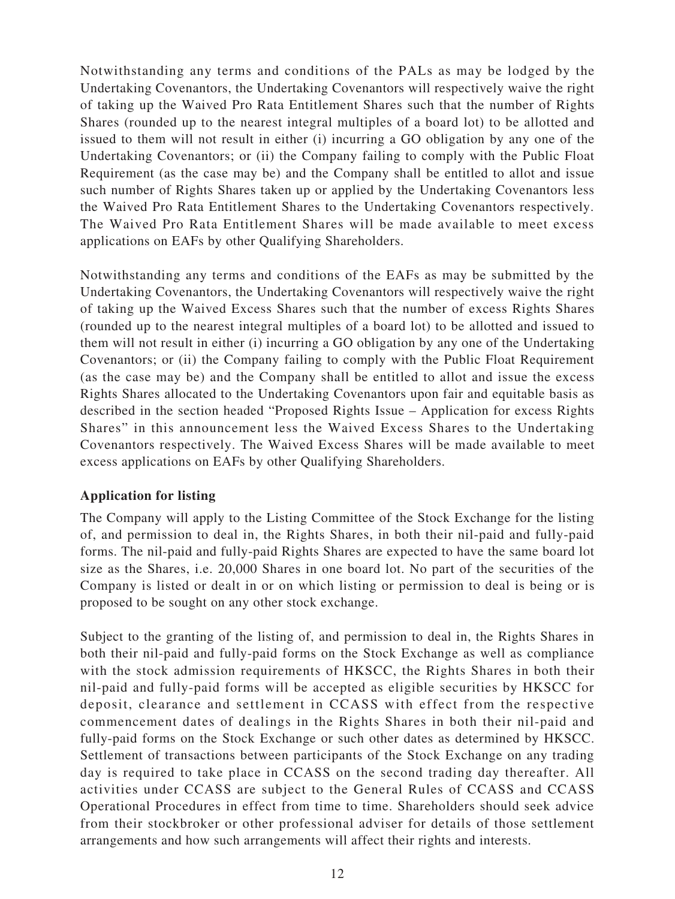Notwithstanding any terms and conditions of the PALs as may be lodged by the Undertaking Covenantors, the Undertaking Covenantors will respectively waive the right of taking up the Waived Pro Rata Entitlement Shares such that the number of Rights Shares (rounded up to the nearest integral multiples of a board lot) to be allotted and issued to them will not result in either (i) incurring a GO obligation by any one of the Undertaking Covenantors; or (ii) the Company failing to comply with the Public Float Requirement (as the case may be) and the Company shall be entitled to allot and issue such number of Rights Shares taken up or applied by the Undertaking Covenantors less the Waived Pro Rata Entitlement Shares to the Undertaking Covenantors respectively. The Waived Pro Rata Entitlement Shares will be made available to meet excess applications on EAFs by other Qualifying Shareholders.

Notwithstanding any terms and conditions of the EAFs as may be submitted by the Undertaking Covenantors, the Undertaking Covenantors will respectively waive the right of taking up the Waived Excess Shares such that the number of excess Rights Shares (rounded up to the nearest integral multiples of a board lot) to be allotted and issued to them will not result in either (i) incurring a GO obligation by any one of the Undertaking Covenantors; or (ii) the Company failing to comply with the Public Float Requirement (as the case may be) and the Company shall be entitled to allot and issue the excess Rights Shares allocated to the Undertaking Covenantors upon fair and equitable basis as described in the section headed "Proposed Rights Issue – Application for excess Rights Shares" in this announcement less the Waived Excess Shares to the Undertaking Covenantors respectively. The Waived Excess Shares will be made available to meet excess applications on EAFs by other Qualifying Shareholders.

**Application for listing**

The Company will apply to the Listing Committee of the Stock Exchange for the listing of, and permission to deal in, the Rights Shares, in both their nil-paid and fully-paid forms. The nil-paid and fully-paid Rights Shares are expected to have the same board lot size as the Shares, i.e. 20,000 Shares in one board lot. No part of the securities of the Company is listed or dealt in or on which listing or permission to deal is being or is proposed to be sought on any other stock exchange.

Subject to the granting of the listing of, and permission to deal in, the Rights Shares in both their nil-paid and fully-paid forms on the Stock Exchange as well as compliance with the stock admission requirements of HKSCC, the Rights Shares in both their nil-paid and fully-paid forms will be accepted as eligible securities by HKSCC for deposit, clearance and settlement in CCASS with effect from the respective commencement dates of dealings in the Rights Shares in both their nil-paid and fully-paid forms on the Stock Exchange or such other dates as determined by HKSCC. Settlement of transactions between participants of the Stock Exchange on any trading day is required to take place in CCASS on the second trading day thereafter. All activities under CCASS are subject to the General Rules of CCASS and CCASS Operational Procedures in effect from time to time. Shareholders should seek advice from their stockbroker or other professional adviser for details of those settlement arrangements and how such arrangements will affect their rights and interests.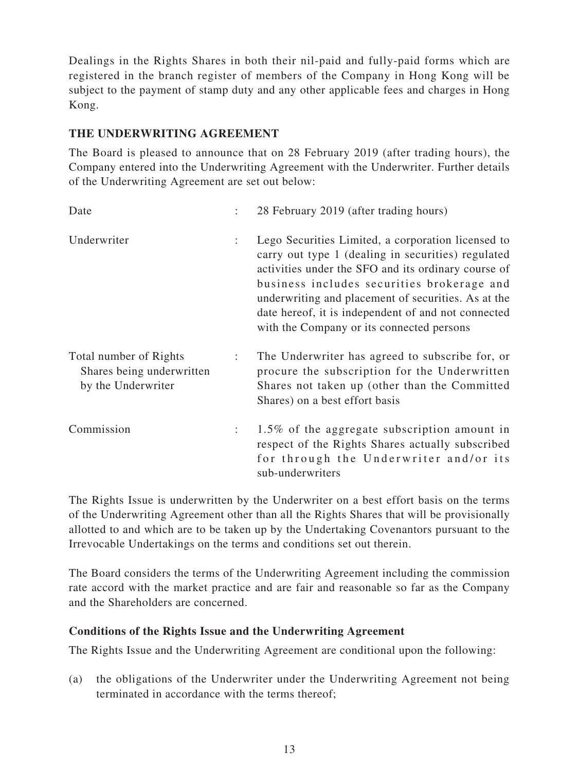Dealings in the Rights Shares in both their nil-paid and fully-paid forms which are registered in the branch register of members of the Company in Hong Kong will be subject to the payment of stamp duty and any other applicable fees and charges in Hong Kong.

**THE UNDERWRITING AGREEMENT**

The Board is pleased to announce that on 28 February 2019 (after trading hours), the Company entered into the Underwriting Agreement with the Underwriter. Further details of the Underwriting Agreement are set out below:

| | | |
|---|---|---|
| Date | : | 28 February 2019 (after trading hours) |
| Underwriter | : | Lego Securities Limited, a corporation licensed to carry out type 1 (dealing in securities) regulated activities under the SFO and its ordinary course of business includes securities brokerage and underwriting and placement of securities. As at the date hereof, it is independent of and not connected with the Company or its connected persons |
| Total number of Rights Shares being underwritten by the Underwriter | : | The Underwriter has agreed to subscribe for, or procure the subscription for the Underwritten Shares not taken up (other than the Committed Shares) on a best effort basis |
| Commission | : | 1.5% of the aggregate subscription amount in respect of the Rights Shares actually subscribed for through the Underwriter and/or its sub-underwriters |

The Rights Issue is underwritten by the Underwriter on a best effort basis on the terms of the Underwriting Agreement other than all the Rights Shares that will be provisionally allotted to and which are to be taken up by the Undertaking Covenantors pursuant to the Irrevocable Undertakings on the terms and conditions set out therein.

The Board considers the terms of the Underwriting Agreement including the commission rate accord with the market practice and are fair and reasonable so far as the Company and the Shareholders are concerned.

**Conditions of the Rights Issue and the Underwriting Agreement**

The Rights Issue and the Underwriting Agreement are conditional upon the following:

(a) the obligations of the Underwriter under the Underwriting Agreement not being terminated in accordance with the terms thereof;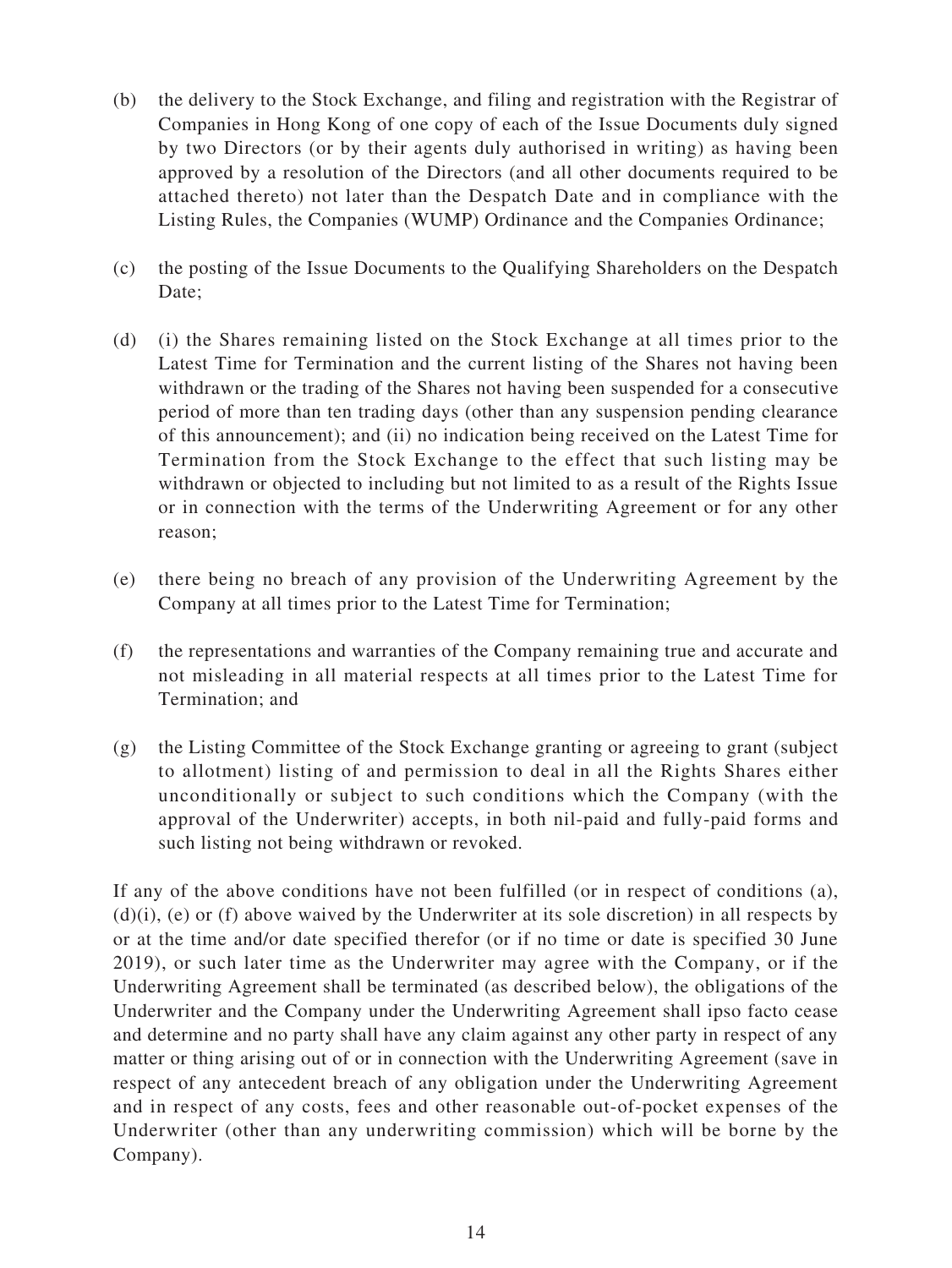(b) the delivery to the Stock Exchange, and filing and registration with the Registrar of Companies in Hong Kong of one copy of each of the Issue Documents duly signed by two Directors (or by their agents duly authorised in writing) as having been approved by a resolution of the Directors (and all other documents required to be attached thereto) not later than the Despatch Date and in compliance with the Listing Rules, the Companies (WUMP) Ordinance and the Companies Ordinance;

(c) the posting of the Issue Documents to the Qualifying Shareholders on the Despatch Date;

(d) (i) the Shares remaining listed on the Stock Exchange at all times prior to the Latest Time for Termination and the current listing of the Shares not having been withdrawn or the trading of the Shares not having been suspended for a consecutive period of more than ten trading days (other than any suspension pending clearance of this announcement); and (ii) no indication being received on the Latest Time for Termination from the Stock Exchange to the effect that such listing may be withdrawn or objected to including but not limited to as a result of the Rights Issue or in connection with the terms of the Underwriting Agreement or for any other reason;

(e) there being no breach of any provision of the Underwriting Agreement by the Company at all times prior to the Latest Time for Termination;

(f) the representations and warranties of the Company remaining true and accurate and not misleading in all material respects at all times prior to the Latest Time for Termination; and

(g) the Listing Committee of the Stock Exchange granting or agreeing to grant (subject to allotment) listing of and permission to deal in all the Rights Shares either unconditionally or subject to such conditions which the Company (with the approval of the Underwriter) accepts, in both nil-paid and fully-paid forms and such listing not being withdrawn or revoked.

If any of the above conditions have not been fulfilled (or in respect of conditions (a), (d)(i), (e) or (f) above waived by the Underwriter at its sole discretion) in all respects by or at the time and/or date specified therefor (or if no time or date is specified 30 June 2019), or such later time as the Underwriter may agree with the Company, or if the Underwriting Agreement shall be terminated (as described below), the obligations of the Underwriter and the Company under the Underwriting Agreement shall ipso facto cease and determine and no party shall have any claim against any other party in respect of any matter or thing arising out of or in connection with the Underwriting Agreement (save in respect of any antecedent breach of any obligation under the Underwriting Agreement and in respect of any costs, fees and other reasonable out-of-pocket expenses of the Underwriter (other than any underwriting commission) which will be borne by the Company).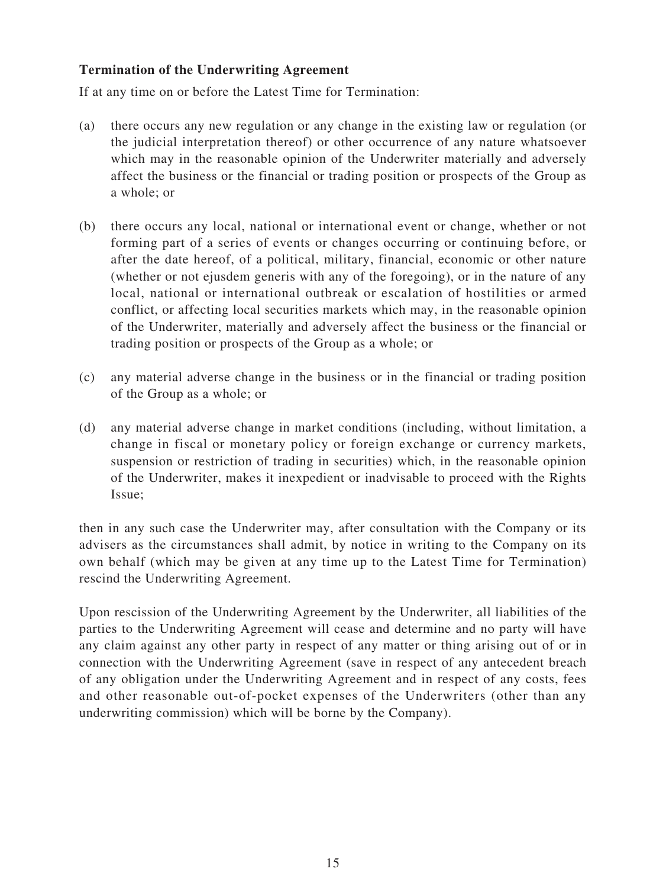**Termination of the Underwriting Agreement**

If at any time on or before the Latest Time for Termination:

(a) there occurs any new regulation or any change in the existing law or regulation (or the judicial interpretation thereof) or other occurrence of any nature whatsoever which may in the reasonable opinion of the Underwriter materially and adversely affect the business or the financial or trading position or prospects of the Group as a whole; or

(b) there occurs any local, national or international event or change, whether or not forming part of a series of events or changes occurring or continuing before, or after the date hereof, of a political, military, financial, economic or other nature (whether or not ejusdem generis with any of the foregoing), or in the nature of any local, national or international outbreak or escalation of hostilities or armed conflict, or affecting local securities markets which may, in the reasonable opinion of the Underwriter, materially and adversely affect the business or the financial or trading position or prospects of the Group as a whole; or

(c) any material adverse change in the business or in the financial or trading position of the Group as a whole; or

(d) any material adverse change in market conditions (including, without limitation, a change in fiscal or monetary policy or foreign exchange or currency markets, suspension or restriction of trading in securities) which, in the reasonable opinion of the Underwriter, makes it inexpedient or inadvisable to proceed with the Rights Issue;

then in any such case the Underwriter may, after consultation with the Company or its advisers as the circumstances shall admit, by notice in writing to the Company on its own behalf (which may be given at any time up to the Latest Time for Termination) rescind the Underwriting Agreement.

Upon rescission of the Underwriting Agreement by the Underwriter, all liabilities of the parties to the Underwriting Agreement will cease and determine and no party will have any claim against any other party in respect of any matter or thing arising out of or in connection with the Underwriting Agreement (save in respect of any antecedent breach of any obligation under the Underwriting Agreement and in respect of any costs, fees and other reasonable out-of-pocket expenses of the Underwriters (other than any underwriting commission) which will be borne by the Company).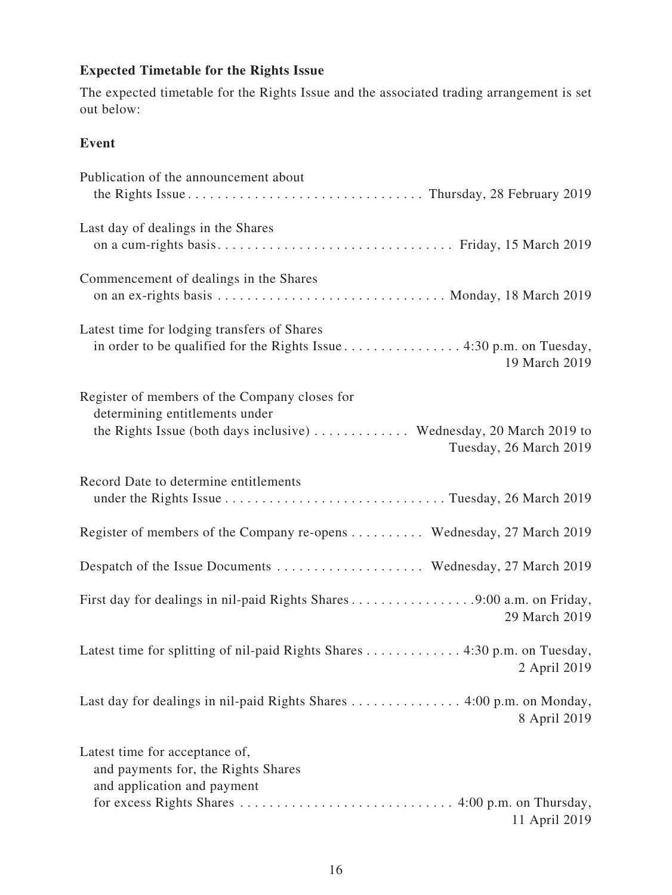**Expected Timetable for the Rights Issue**

The expected timetable for the Rights Issue and the associated trading arrangement is set out below:

| **Event** | |
|---|---|
| Publication of the announcement about the Rights Issue | Thursday, 28 February 2019 |
| Last day of dealings in the Shares on a cum-rights basis | Friday, 15 March 2019 |
| Commencement of dealings in the Shares on an ex-rights basis | Monday, 18 March 2019 |
| Latest time for lodging transfers of Shares in order to be qualified for the Rights Issue | 4:30 p.m. on Tuesday, 19 March 2019 |
| Register of members of the Company closes for determining entitlements under the Rights Issue (both days inclusive) | Wednesday, 20 March 2019 to Tuesday, 26 March 2019 |
| Record Date to determine entitlements under the Rights Issue | Tuesday, 26 March 2019 |
| Register of members of the Company re-opens | Wednesday, 27 March 2019 |
| Despatch of the Issue Documents | Wednesday, 27 March 2019 |
| First day for dealings in nil-paid Rights Shares | 9:00 a.m. on Friday, 29 March 2019 |
| Latest time for splitting of nil-paid Rights Shares | 4:30 p.m. on Tuesday, 2 April 2019 |
| Last day for dealings in nil-paid Rights Shares | 4:00 p.m. on Monday, 8 April 2019 |
| Latest time for acceptance of, and payments for, the Rights Shares and application and payment for excess Rights Shares | 4:00 p.m. on Thursday, 11 April 2019 |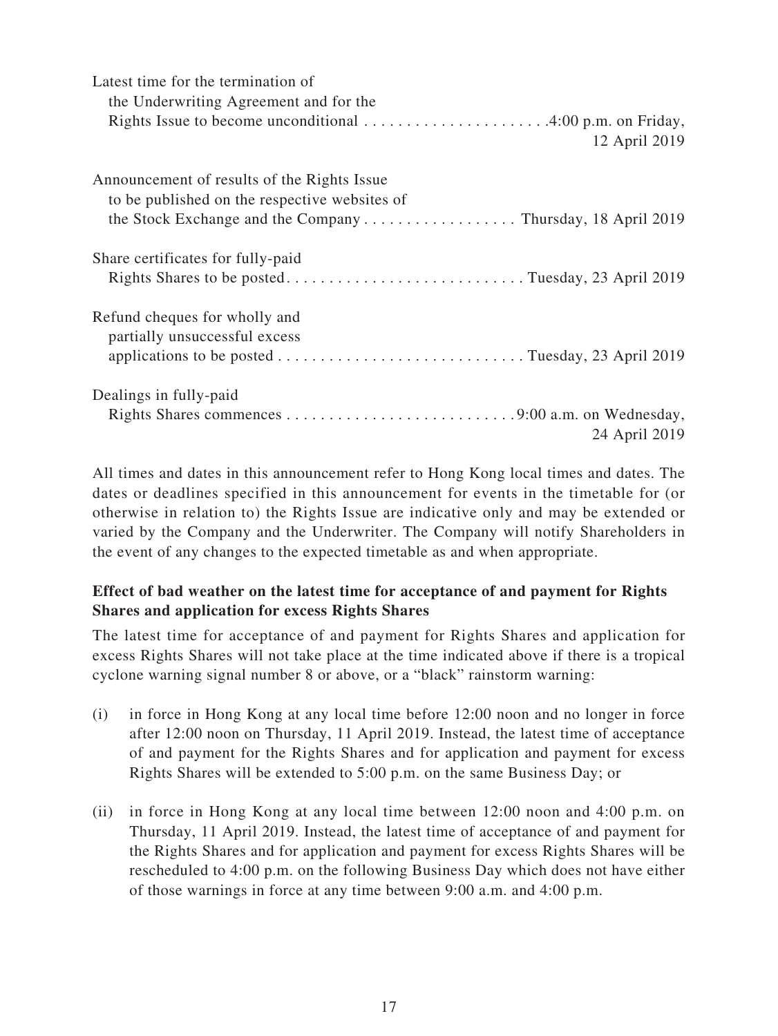| | |
|---|---|
| Latest time for the termination of the Underwriting Agreement and for the Rights Issue to become unconditional | 4:00 p.m. on Friday, 12 April 2019 |
| Announcement of results of the Rights Issue to be published on the respective websites of the Stock Exchange and the Company | Thursday, 18 April 2019 |
| Share certificates for fully-paid Rights Shares to be posted | Tuesday, 23 April 2019 |
| Refund cheques for wholly and partially unsuccessful excess applications to be posted | Tuesday, 23 April 2019 |
| Dealings in fully-paid Rights Shares commences | 9:00 a.m. on Wednesday, 24 April 2019 |

All times and dates in this announcement refer to Hong Kong local times and dates. The dates or deadlines specified in this announcement for events in the timetable for (or otherwise in relation to) the Rights Issue are indicative only and may be extended or varied by the Company and the Underwriter. The Company will notify Shareholders in the event of any changes to the expected timetable as and when appropriate.

**Effect of bad weather on the latest time for acceptance of and payment for Rights Shares and application for excess Rights Shares**

The latest time for acceptance of and payment for Rights Shares and application for excess Rights Shares will not take place at the time indicated above if there is a tropical cyclone warning signal number 8 or above, or a "black" rainstorm warning:

(i) in force in Hong Kong at any local time before 12:00 noon and no longer in force after 12:00 noon on Thursday, 11 April 2019. Instead, the latest time of acceptance of and payment for the Rights Shares and for application and payment for excess Rights Shares will be extended to 5:00 p.m. on the same Business Day; or

(ii) in force in Hong Kong at any local time between 12:00 noon and 4:00 p.m. on Thursday, 11 April 2019. Instead, the latest time of acceptance of and payment for the Rights Shares and for application and payment for excess Rights Shares will be rescheduled to 4:00 p.m. on the following Business Day which does not have either of those warnings in force at any time between 9:00 a.m. and 4:00 p.m.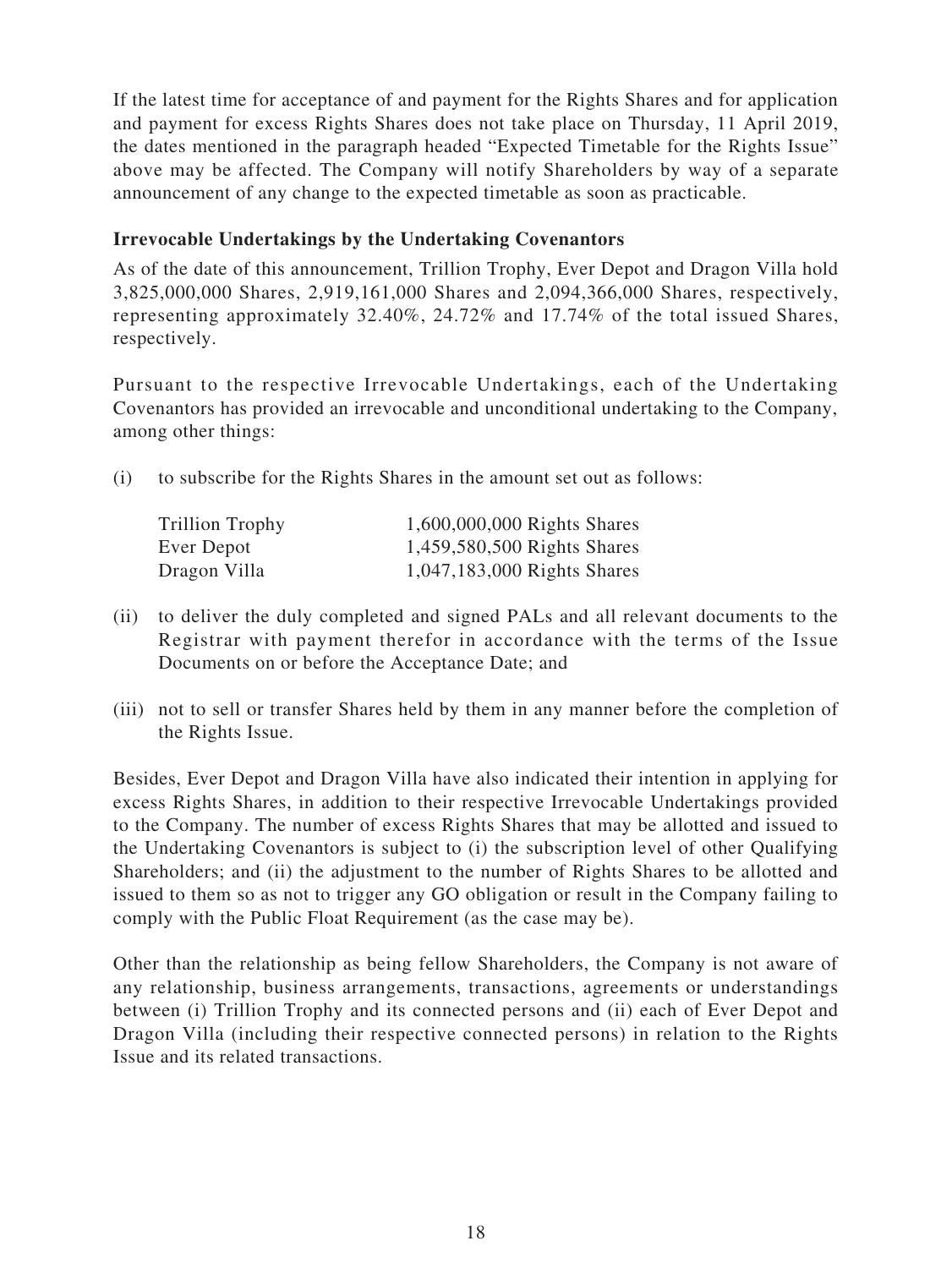If the latest time for acceptance of and payment for the Rights Shares and for application and payment for excess Rights Shares does not take place on Thursday, 11 April 2019, the dates mentioned in the paragraph headed "Expected Timetable for the Rights Issue" above may be affected. The Company will notify Shareholders by way of a separate announcement of any change to the expected timetable as soon as practicable.

**Irrevocable Undertakings by the Undertaking Covenantors**

As of the date of this announcement, Trillion Trophy, Ever Depot and Dragon Villa hold 3,825,000,000 Shares, 2,919,161,000 Shares and 2,094,366,000 Shares, respectively, representing approximately 32.40%, 24.72% and 17.74% of the total issued Shares, respectively.

Pursuant to the respective Irrevocable Undertakings, each of the Undertaking Covenantors has provided an irrevocable and unconditional undertaking to the Company, among other things:

(i) to subscribe for the Rights Shares in the amount set out as follows:

| | |
|---|---|
| Trillion Trophy | 1,600,000,000 Rights Shares |
| Ever Depot | 1,459,580,500 Rights Shares |
| Dragon Villa | 1,047,183,000 Rights Shares |

(ii) to deliver the duly completed and signed PALs and all relevant documents to the Registrar with payment therefor in accordance with the terms of the Issue Documents on or before the Acceptance Date; and

(iii) not to sell or transfer Shares held by them in any manner before the completion of the Rights Issue.

Besides, Ever Depot and Dragon Villa have also indicated their intention in applying for excess Rights Shares, in addition to their respective Irrevocable Undertakings provided to the Company. The number of excess Rights Shares that may be allotted and issued to the Undertaking Covenantors is subject to (i) the subscription level of other Qualifying Shareholders; and (ii) the adjustment to the number of Rights Shares to be allotted and issued to them so as not to trigger any GO obligation or result in the Company failing to comply with the Public Float Requirement (as the case may be).

Other than the relationship as being fellow Shareholders, the Company is not aware of any relationship, business arrangements, transactions, agreements or understandings between (i) Trillion Trophy and its connected persons and (ii) each of Ever Depot and Dragon Villa (including their respective connected persons) in relation to the Rights Issue and its related transactions.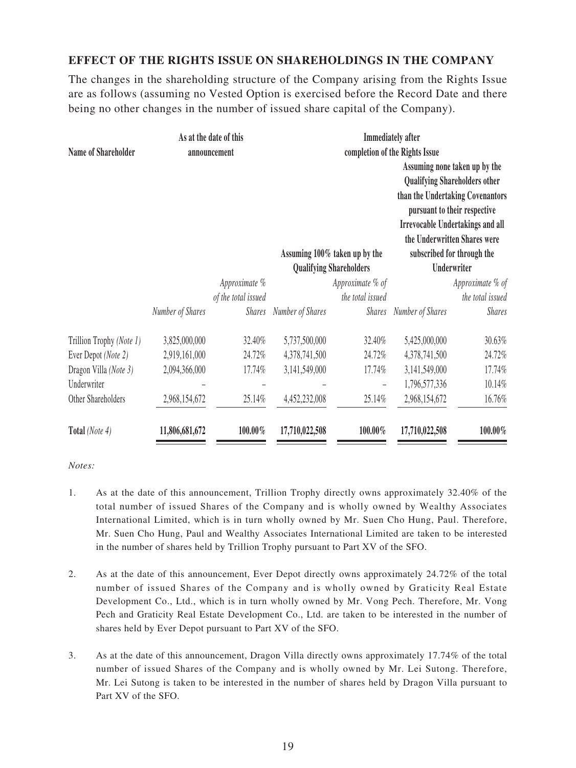## EFFECT OF THE RIGHTS ISSUE ON SHAREHOLDINGS IN THE COMPANY

The changes in the shareholding structure of the Company arising from the Rights Issue are as follows (assuming no Vested Option is exercised before the Record Date and there being no other changes in the number of issued share capital of the Company).

| Name of Shareholder | As at the date of this announcement | | Immediately after completion of the Rights Issue | | | |
|---|---|---|---|---|---|---|
| | | | Assuming 100% taken up by the Qualifying Shareholders | | Assuming none taken up by the Qualifying Shareholders other than the Undertaking Covenantors pursuant to their respective Irrevocable Undertakings and all the Underwritten Shares were subscribed for through the Underwriter | |
| | *Number of Shares* | *Approximate % of the total issued Shares* | *Number of Shares* | *Approximate % of the total issued Shares* | *Number of Shares* | *Approximate % of the total issued Shares* |
| Trillion Trophy *(Note 1)* | 3,825,000,000 | 32.40% | 5,737,500,000 | 32.40% | 5,425,000,000 | 30.63% |
| Ever Depot *(Note 2)* | 2,919,161,000 | 24.72% | 4,378,741,500 | 24.72% | 4,378,741,500 | 24.72% |
| Dragon Villa *(Note 3)* | 2,094,366,000 | 17.74% | 3,141,549,000 | 17.74% | 3,141,549,000 | 17.74% |
| Underwriter | – | – | – | – | 1,796,577,336 | 10.14% |
| Other Shareholders | 2,968,154,672 | 25.14% | 4,452,232,008 | 25.14% | 2,968,154,672 | 16.76% |
| **Total** *(Note 4)* | **11,806,681,672** | **100.00%** | **17,710,022,508** | **100.00%** | **17,710,022,508** | **100.00%** |

*Notes:*

1. As at the date of this announcement, Trillion Trophy directly owns approximately 32.40% of the total number of issued Shares of the Company and is wholly owned by Wealthy Associates International Limited, which is in turn wholly owned by Mr. Suen Cho Hung, Paul. Therefore, Mr. Suen Cho Hung, Paul and Wealthy Associates International Limited are taken to be interested in the number of shares held by Trillion Trophy pursuant to Part XV of the SFO.

2. As at the date of this announcement, Ever Depot directly owns approximately 24.72% of the total number of issued Shares of the Company and is wholly owned by Graticity Real Estate Development Co., Ltd., which is in turn wholly owned by Mr. Vong Pech. Therefore, Mr. Vong Pech and Graticity Real Estate Development Co., Ltd. are taken to be interested in the number of shares held by Ever Depot pursuant to Part XV of the SFO.

3. As at the date of this announcement, Dragon Villa directly owns approximately 17.74% of the total number of issued Shares of the Company and is wholly owned by Mr. Lei Sutong. Therefore, Mr. Lei Sutong is taken to be interested in the number of shares held by Dragon Villa pursuant to Part XV of the SFO.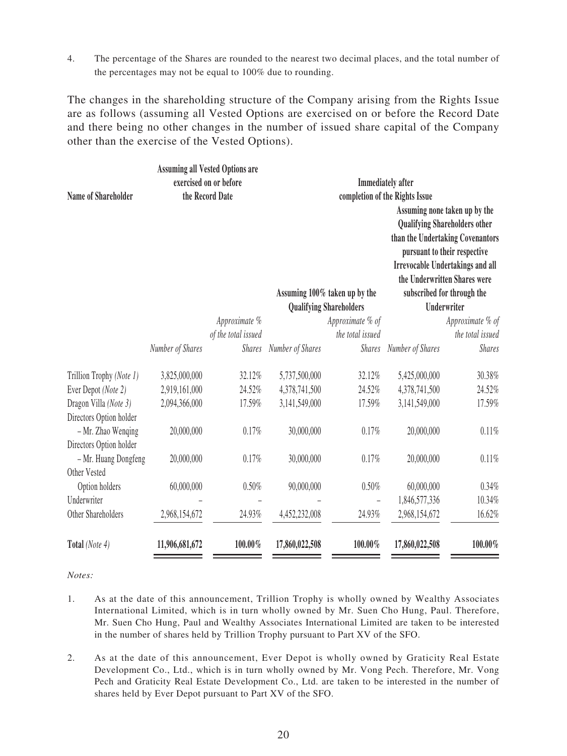4. The percentage of the Shares are rounded to the nearest two decimal places, and the total number of the percentages may not be equal to 100% due to rounding.

The changes in the shareholding structure of the Company arising from the Rights Issue are as follows (assuming all Vested Options are exercised on or before the Record Date and there being no other changes in the number of issued share capital of the Company other than the exercise of the Vested Options).

| Name of Shareholder | Assuming all Vested Options are exercised on or before the Record Date | | Immediately after completion of the Rights Issue | | | |
|---|---|---|---|---|---|---|
| | | | Assuming 100% taken up by the Qualifying Shareholders | | Assuming none taken up by the Qualifying Shareholders other than the Undertaking Covenantors pursuant to their respective Irrevocable Undertakings and all the Underwritten Shares were subscribed for through the Underwriter | |
| | *Number of Shares* | *Approximate % of the total issued Shares* | *Number of Shares* | *Approximate % of the total issued Shares* | *Number of Shares* | *Approximate % of the total issued Shares* |
| Trillion Trophy *(Note 1)* | 3,825,000,000 | 32.12% | 5,737,500,000 | 32.12% | 5,425,000,000 | 30.38% |
| Ever Depot *(Note 2)* | 2,919,161,000 | 24.52% | 4,378,741,500 | 24.52% | 4,378,741,500 | 24.52% |
| Dragon Villa *(Note 3)* | 2,094,366,000 | 17.59% | 3,141,549,000 | 17.59% | 3,141,549,000 | 17.59% |
| Directors Option holder – Mr. Zhao Wenqing | 20,000,000 | 0.17% | 30,000,000 | 0.17% | 20,000,000 | 0.11% |
| Directors Option holder – Mr. Huang Dongfeng | 20,000,000 | 0.17% | 30,000,000 | 0.17% | 20,000,000 | 0.11% |
| Other Vested Option holders | 60,000,000 | 0.50% | 90,000,000 | 0.50% | 60,000,000 | 0.34% |
| Underwriter | – | – | – | – | 1,846,577,336 | 10.34% |
| Other Shareholders | 2,968,154,672 | 24.93% | 4,452,232,008 | 24.93% | 2,968,154,672 | 16.62% |
| **Total** *(Note 4)* | **11,906,681,672** | **100.00%** | **17,860,022,508** | **100.00%** | **17,860,022,508** | **100.00%** |

*Notes:*

1. As at the date of this announcement, Trillion Trophy is wholly owned by Wealthy Associates International Limited, which is in turn wholly owned by Mr. Suen Cho Hung, Paul. Therefore, Mr. Suen Cho Hung, Paul and Wealthy Associates International Limited are taken to be interested in the number of shares held by Trillion Trophy pursuant to Part XV of the SFO.

2. As at the date of this announcement, Ever Depot is wholly owned by Graticity Real Estate Development Co., Ltd., which is in turn wholly owned by Mr. Vong Pech. Therefore, Mr. Vong Pech and Graticity Real Estate Development Co., Ltd. are taken to be interested in the number of shares held by Ever Depot pursuant to Part XV of the SFO.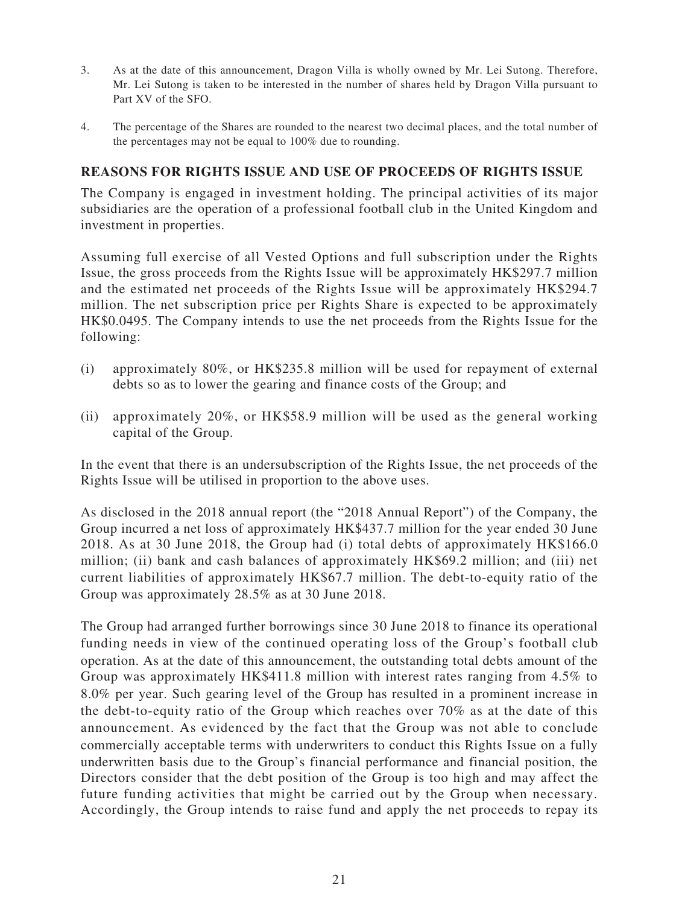3. As at the date of this announcement, Dragon Villa is wholly owned by Mr. Lei Sutong. Therefore, Mr. Lei Sutong is taken to be interested in the number of shares held by Dragon Villa pursuant to Part XV of the SFO.

4. The percentage of the Shares are rounded to the nearest two decimal places, and the total number of the percentages may not be equal to 100% due to rounding.

## REASONS FOR RIGHTS ISSUE AND USE OF PROCEEDS OF RIGHTS ISSUE

The Company is engaged in investment holding. The principal activities of its major subsidiaries are the operation of a professional football club in the United Kingdom and investment in properties.

Assuming full exercise of all Vested Options and full subscription under the Rights Issue, the gross proceeds from the Rights Issue will be approximately HK$297.7 million and the estimated net proceeds of the Rights Issue will be approximately HK$294.7 million. The net subscription price per Rights Share is expected to be approximately HK$0.0495. The Company intends to use the net proceeds from the Rights Issue for the following:

(i) approximately 80%, or HK$235.8 million will be used for repayment of external debts so as to lower the gearing and finance costs of the Group; and

(ii) approximately 20%, or HK$58.9 million will be used as the general working capital of the Group.

In the event that there is an undersubscription of the Rights Issue, the net proceeds of the Rights Issue will be utilised in proportion to the above uses.

As disclosed in the 2018 annual report (the "2018 Annual Report") of the Company, the Group incurred a net loss of approximately HK$437.7 million for the year ended 30 June 2018. As at 30 June 2018, the Group had (i) total debts of approximately HK$166.0 million; (ii) bank and cash balances of approximately HK$69.2 million; and (iii) net current liabilities of approximately HK$67.7 million. The debt-to-equity ratio of the Group was approximately 28.5% as at 30 June 2018.

The Group had arranged further borrowings since 30 June 2018 to finance its operational funding needs in view of the continued operating loss of the Group's football club operation. As at the date of this announcement, the outstanding total debts amount of the Group was approximately HK$411.8 million with interest rates ranging from 4.5% to 8.0% per year. Such gearing level of the Group has resulted in a prominent increase in the debt-to-equity ratio of the Group which reaches over 70% as at the date of this announcement. As evidenced by the fact that the Group was not able to conclude commercially acceptable terms with underwriters to conduct this Rights Issue on a fully underwritten basis due to the Group's financial performance and financial position, the Directors consider that the debt position of the Group is too high and may affect the future funding activities that might be carried out by the Group when necessary. Accordingly, the Group intends to raise fund and apply the net proceeds to repay its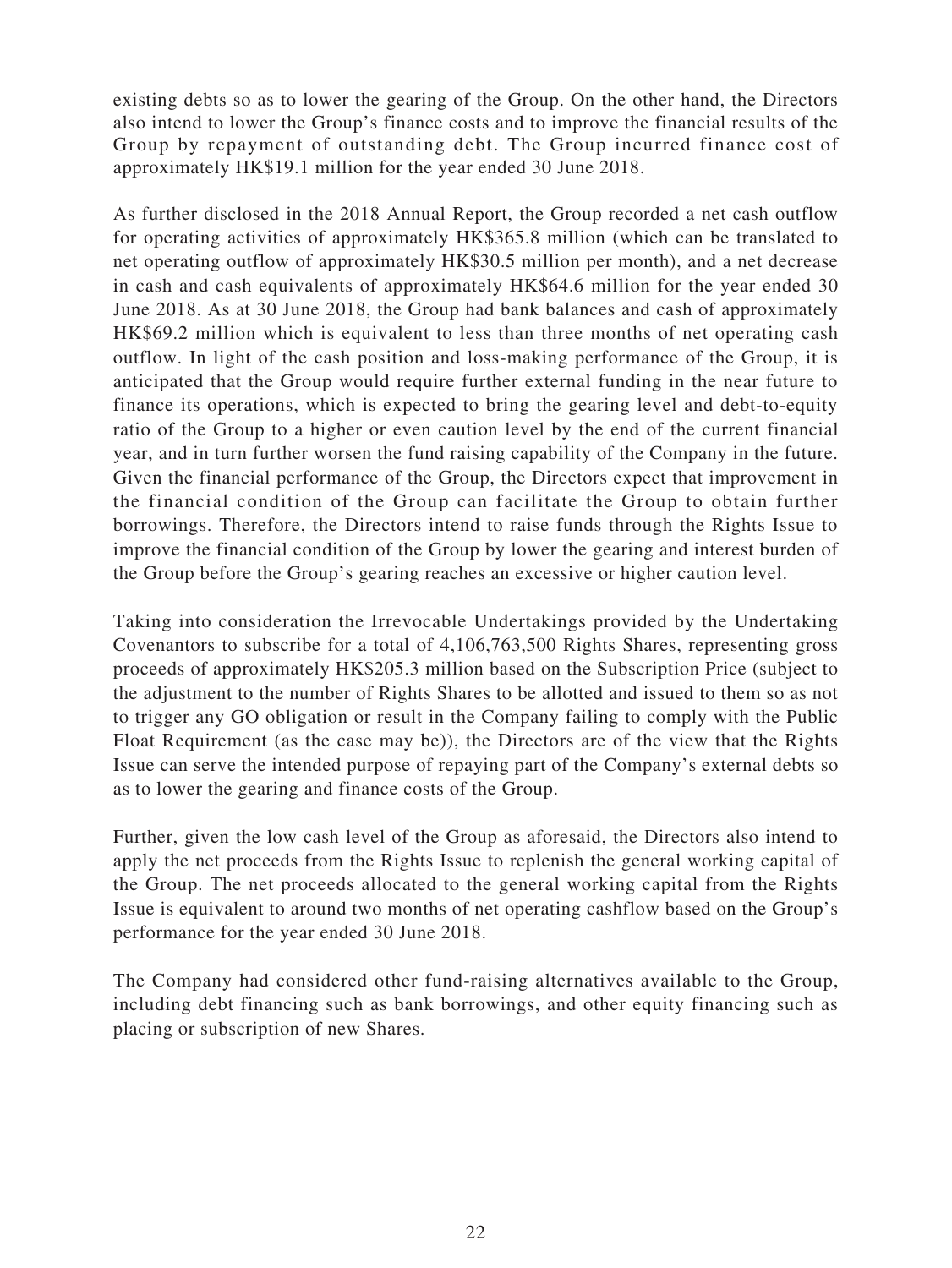existing debts so as to lower the gearing of the Group. On the other hand, the Directors also intend to lower the Group's finance costs and to improve the financial results of the Group by repayment of outstanding debt. The Group incurred finance cost of approximately HK$19.1 million for the year ended 30 June 2018.

As further disclosed in the 2018 Annual Report, the Group recorded a net cash outflow for operating activities of approximately HK$365.8 million (which can be translated to net operating outflow of approximately HK$30.5 million per month), and a net decrease in cash and cash equivalents of approximately HK$64.6 million for the year ended 30 June 2018. As at 30 June 2018, the Group had bank balances and cash of approximately HK$69.2 million which is equivalent to less than three months of net operating cash outflow. In light of the cash position and loss-making performance of the Group, it is anticipated that the Group would require further external funding in the near future to finance its operations, which is expected to bring the gearing level and debt-to-equity ratio of the Group to a higher or even caution level by the end of the current financial year, and in turn further worsen the fund raising capability of the Company in the future. Given the financial performance of the Group, the Directors expect that improvement in the financial condition of the Group can facilitate the Group to obtain further borrowings. Therefore, the Directors intend to raise funds through the Rights Issue to improve the financial condition of the Group by lower the gearing and interest burden of the Group before the Group's gearing reaches an excessive or higher caution level.

Taking into consideration the Irrevocable Undertakings provided by the Undertaking Covenantors to subscribe for a total of 4,106,763,500 Rights Shares, representing gross proceeds of approximately HK$205.3 million based on the Subscription Price (subject to the adjustment to the number of Rights Shares to be allotted and issued to them so as not to trigger any GO obligation or result in the Company failing to comply with the Public Float Requirement (as the case may be)), the Directors are of the view that the Rights Issue can serve the intended purpose of repaying part of the Company's external debts so as to lower the gearing and finance costs of the Group.

Further, given the low cash level of the Group as aforesaid, the Directors also intend to apply the net proceeds from the Rights Issue to replenish the general working capital of the Group. The net proceeds allocated to the general working capital from the Rights Issue is equivalent to around two months of net operating cashflow based on the Group's performance for the year ended 30 June 2018.

The Company had considered other fund-raising alternatives available to the Group, including debt financing such as bank borrowings, and other equity financing such as placing or subscription of new Shares.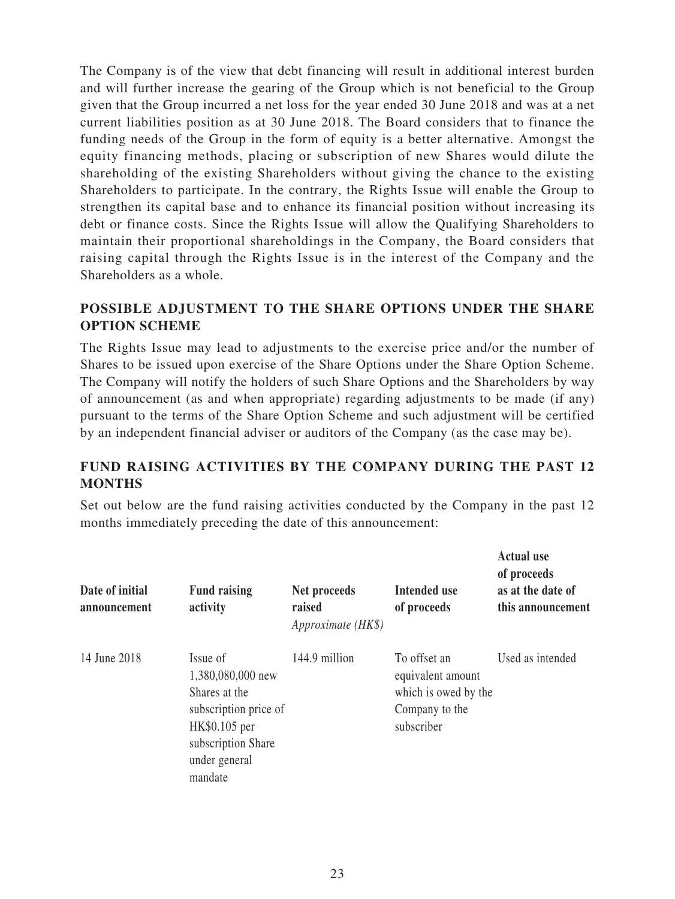The Company is of the view that debt financing will result in additional interest burden and will further increase the gearing of the Group which is not beneficial to the Group given that the Group incurred a net loss for the year ended 30 June 2018 and was at a net current liabilities position as at 30 June 2018. The Board considers that to finance the funding needs of the Group in the form of equity is a better alternative. Amongst the equity financing methods, placing or subscription of new Shares would dilute the shareholding of the existing Shareholders without giving the chance to the existing Shareholders to participate. In the contrary, the Rights Issue will enable the Group to strengthen its capital base and to enhance its financial position without increasing its debt or finance costs. Since the Rights Issue will allow the Qualifying Shareholders to maintain their proportional shareholdings in the Company, the Board considers that raising capital through the Rights Issue is in the interest of the Company and the Shareholders as a whole.

## POSSIBLE ADJUSTMENT TO THE SHARE OPTIONS UNDER THE SHARE OPTION SCHEME

The Rights Issue may lead to adjustments to the exercise price and/or the number of Shares to be issued upon exercise of the Share Options under the Share Option Scheme. The Company will notify the holders of such Share Options and the Shareholders by way of announcement (as and when appropriate) regarding adjustments to be made (if any) pursuant to the terms of the Share Option Scheme and such adjustment will be certified by an independent financial adviser or auditors of the Company (as the case may be).

## FUND RAISING ACTIVITIES BY THE COMPANY DURING THE PAST 12 MONTHS

Set out below are the fund raising activities conducted by the Company in the past 12 months immediately preceding the date of this announcement:

| Date of initial announcement | Fund raising activity | Net proceeds raised *Approximate (HK$)* | Intended use of proceeds | Actual use of proceeds as at the date of this announcement |
|---|---|---|---|---|
| 14 June 2018 | Issue of 1,380,080,000 new Shares at the subscription price of HK$0.105 per subscription Share under general mandate | 144.9 million | To offset an equivalent amount which is owed by the Company to the subscriber | Used as intended |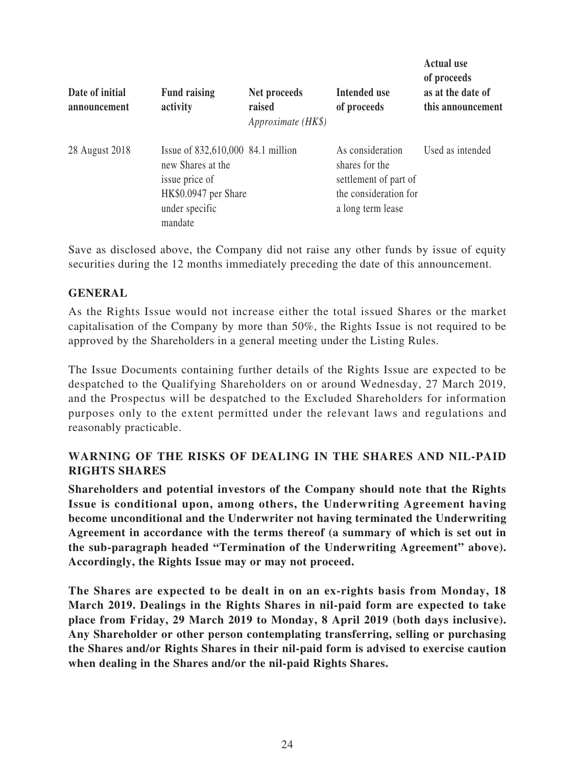| Date of initial announcement | Fund raising activity | Net proceeds raised *Approximate (HK$)* | Intended use of proceeds | Actual use of proceeds as at the date of this announcement |
|---|---|---|---|---|
| 28 August 2018 | Issue of 832,610,000 new Shares at the issue price of HK$0.0947 per Share under specific mandate | 84.1 million | As consideration shares for the settlement of part of the consideration for a long term lease | Used as intended |

Save as disclosed above, the Company did not raise any other funds by issue of equity securities during the 12 months immediately preceding the date of this announcement.

## GENERAL

As the Rights Issue would not increase either the total issued Shares or the market capitalisation of the Company by more than 50%, the Rights Issue is not required to be approved by the Shareholders in a general meeting under the Listing Rules.

The Issue Documents containing further details of the Rights Issue are expected to be despatched to the Qualifying Shareholders on or around Wednesday, 27 March 2019, and the Prospectus will be despatched to the Excluded Shareholders for information purposes only to the extent permitted under the relevant laws and regulations and reasonably practicable.

## WARNING OF THE RISKS OF DEALING IN THE SHARES AND NIL-PAID RIGHTS SHARES

**Shareholders and potential investors of the Company should note that the Rights Issue is conditional upon, among others, the Underwriting Agreement having become unconditional and the Underwriter not having terminated the Underwriting Agreement in accordance with the terms thereof (a summary of which is set out in the sub-paragraph headed "Termination of the Underwriting Agreement" above). Accordingly, the Rights Issue may or may not proceed.**

**The Shares are expected to be dealt in on an ex-rights basis from Monday, 18 March 2019. Dealings in the Rights Shares in nil-paid form are expected to take place from Friday, 29 March 2019 to Monday, 8 April 2019 (both days inclusive). Any Shareholder or other person contemplating transferring, selling or purchasing the Shares and/or Rights Shares in their nil-paid form is advised to exercise caution when dealing in the Shares and/or the nil-paid Rights Shares.**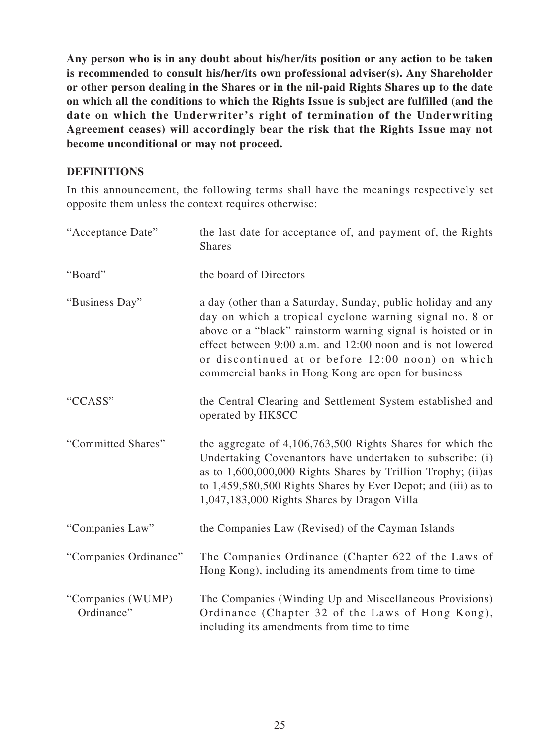**Any person who is in any doubt about his/her/its position or any action to be taken is recommended to consult his/her/its own professional adviser(s). Any Shareholder or other person dealing in the Shares or in the nil-paid Rights Shares up to the date on which all the conditions to which the Rights Issue is subject are fulfilled (and the date on which the Underwriter's right of termination of the Underwriting Agreement ceases) will accordingly bear the risk that the Rights Issue may not become unconditional or may not proceed.**

## DEFINITIONS

In this announcement, the following terms shall have the meanings respectively set opposite them unless the context requires otherwise:

| | |
|---|---|
| "Acceptance Date" | the last date for acceptance of, and payment of, the Rights Shares |
| "Board" | the board of Directors |
| "Business Day" | a day (other than a Saturday, Sunday, public holiday and any day on which a tropical cyclone warning signal no. 8 or above or a "black" rainstorm warning signal is hoisted or in effect between 9:00 a.m. and 12:00 noon and is not lowered or discontinued at or before 12:00 noon) on which commercial banks in Hong Kong are open for business |
| "CCASS" | the Central Clearing and Settlement System established and operated by HKSCC |
| "Committed Shares" | the aggregate of 4,106,763,500 Rights Shares for which the Undertaking Covenantors have undertaken to subscribe: (i) as to 1,600,000,000 Rights Shares by Trillion Trophy; (ii)as to 1,459,580,500 Rights Shares by Ever Depot; and (iii) as to 1,047,183,000 Rights Shares by Dragon Villa |
| "Companies Law" | the Companies Law (Revised) of the Cayman Islands |
| "Companies Ordinance" | The Companies Ordinance (Chapter 622 of the Laws of Hong Kong), including its amendments from time to time |
| "Companies (WUMP) Ordinance" | The Companies (Winding Up and Miscellaneous Provisions) Ordinance (Chapter 32 of the Laws of Hong Kong), including its amendments from time to time |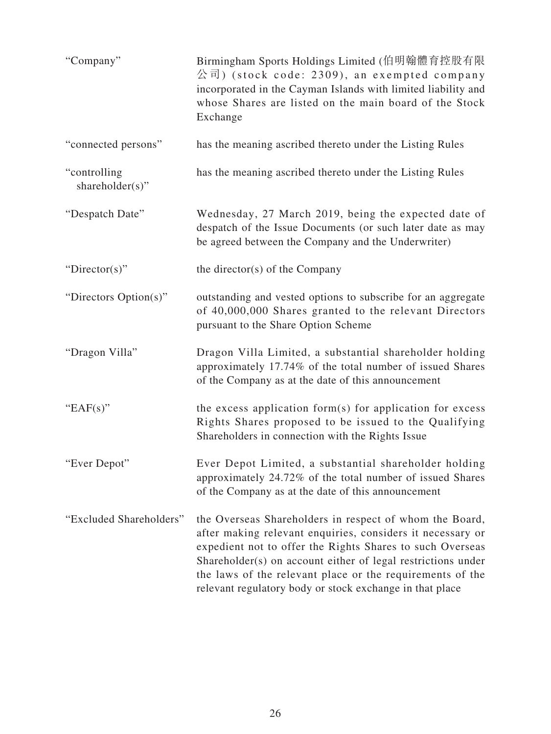| | |
|---|---|
| "Company" | Birmingham Sports Holdings Limited (伯明翰體育控股有限公司) (stock code: 2309), an exempted company incorporated in the Cayman Islands with limited liability and whose Shares are listed on the main board of the Stock Exchange |
| "connected persons" | has the meaning ascribed thereto under the Listing Rules |
| "controlling shareholder(s)" | has the meaning ascribed thereto under the Listing Rules |
| "Despatch Date" | Wednesday, 27 March 2019, being the expected date of despatch of the Issue Documents (or such later date as may be agreed between the Company and the Underwriter) |
| "Director(s)" | the director(s) of the Company |
| "Directors Option(s)" | outstanding and vested options to subscribe for an aggregate of 40,000,000 Shares granted to the relevant Directors pursuant to the Share Option Scheme |
| "Dragon Villa" | Dragon Villa Limited, a substantial shareholder holding approximately 17.74% of the total number of issued Shares of the Company as at the date of this announcement |
| "EAF(s)" | the excess application form(s) for application for excess Rights Shares proposed to be issued to the Qualifying Shareholders in connection with the Rights Issue |
| "Ever Depot" | Ever Depot Limited, a substantial shareholder holding approximately 24.72% of the total number of issued Shares of the Company as at the date of this announcement |
| "Excluded Shareholders" | the Overseas Shareholders in respect of whom the Board, after making relevant enquiries, considers it necessary or expedient not to offer the Rights Shares to such Overseas Shareholder(s) on account either of legal restrictions under the laws of the relevant place or the requirements of the relevant regulatory body or stock exchange in that place |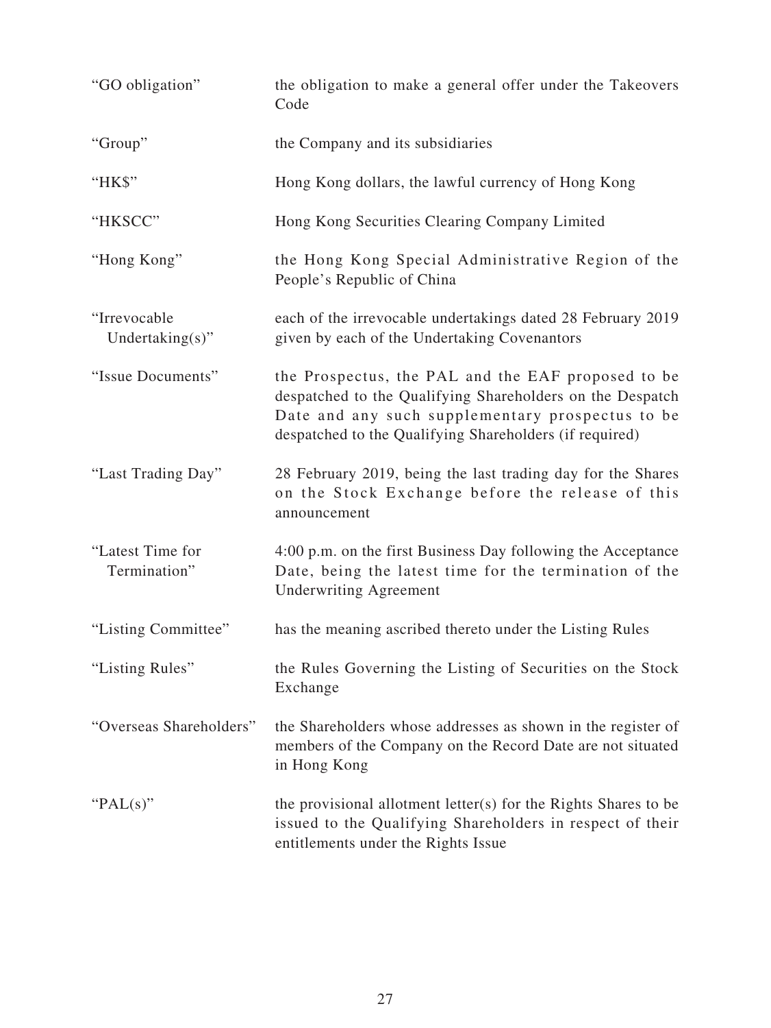| | |
|---|---|
| "GO obligation" | the obligation to make a general offer under the Takeovers Code |
| "Group" | the Company and its subsidiaries |
| "HK$" | Hong Kong dollars, the lawful currency of Hong Kong |
| "HKSCC" | Hong Kong Securities Clearing Company Limited |
| "Hong Kong" | the Hong Kong Special Administrative Region of the People's Republic of China |
| "Irrevocable Undertaking(s)" | each of the irrevocable undertakings dated 28 February 2019 given by each of the Undertaking Covenantors |
| "Issue Documents" | the Prospectus, the PAL and the EAF proposed to be despatched to the Qualifying Shareholders on the Despatch Date and any such supplementary prospectus to be despatched to the Qualifying Shareholders (if required) |
| "Last Trading Day" | 28 February 2019, being the last trading day for the Shares on the Stock Exchange before the release of this announcement |
| "Latest Time for Termination" | 4:00 p.m. on the first Business Day following the Acceptance Date, being the latest time for the termination of the Underwriting Agreement |
| "Listing Committee" | has the meaning ascribed thereto under the Listing Rules |
| "Listing Rules" | the Rules Governing the Listing of Securities on the Stock Exchange |
| "Overseas Shareholders" | the Shareholders whose addresses as shown in the register of members of the Company on the Record Date are not situated in Hong Kong |
| "PAL(s)" | the provisional allotment letter(s) for the Rights Shares to be issued to the Qualifying Shareholders in respect of their entitlements under the Rights Issue |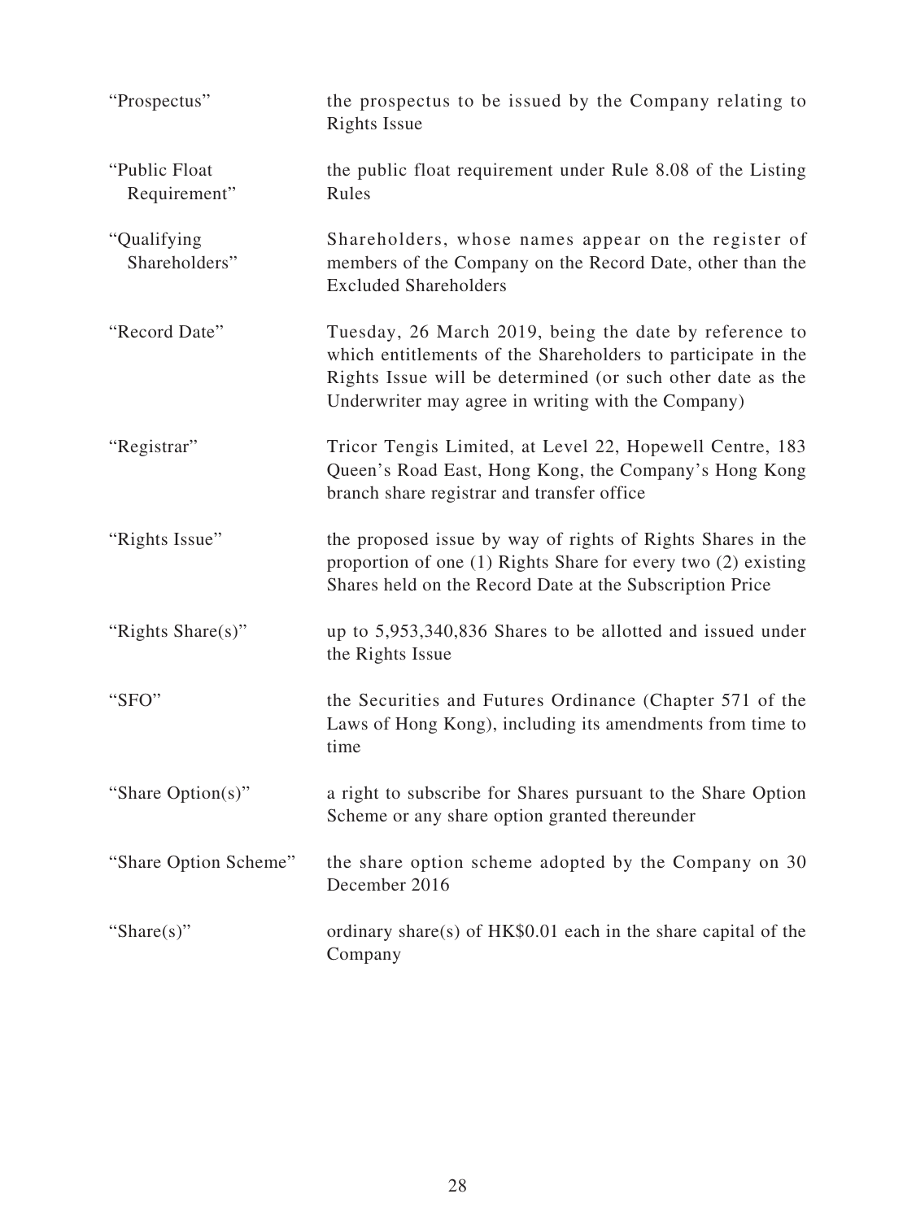| | |
|---|---|
| "Prospectus" | the prospectus to be issued by the Company relating to Rights Issue |
| "Public Float Requirement" | the public float requirement under Rule 8.08 of the Listing Rules |
| "Qualifying Shareholders" | Shareholders, whose names appear on the register of members of the Company on the Record Date, other than the Excluded Shareholders |
| "Record Date" | Tuesday, 26 March 2019, being the date by reference to which entitlements of the Shareholders to participate in the Rights Issue will be determined (or such other date as the Underwriter may agree in writing with the Company) |
| "Registrar" | Tricor Tengis Limited, at Level 22, Hopewell Centre, 183 Queen's Road East, Hong Kong, the Company's Hong Kong branch share registrar and transfer office |
| "Rights Issue" | the proposed issue by way of rights of Rights Shares in the proportion of one (1) Rights Share for every two (2) existing Shares held on the Record Date at the Subscription Price |
| "Rights Share(s)" | up to 5,953,340,836 Shares to be allotted and issued under the Rights Issue |
| "SFO" | the Securities and Futures Ordinance (Chapter 571 of the Laws of Hong Kong), including its amendments from time to time |
| "Share Option(s)" | a right to subscribe for Shares pursuant to the Share Option Scheme or any share option granted thereunder |
| "Share Option Scheme" | the share option scheme adopted by the Company on 30 December 2016 |
| "Share(s)" | ordinary share(s) of HK$0.01 each in the share capital of the Company |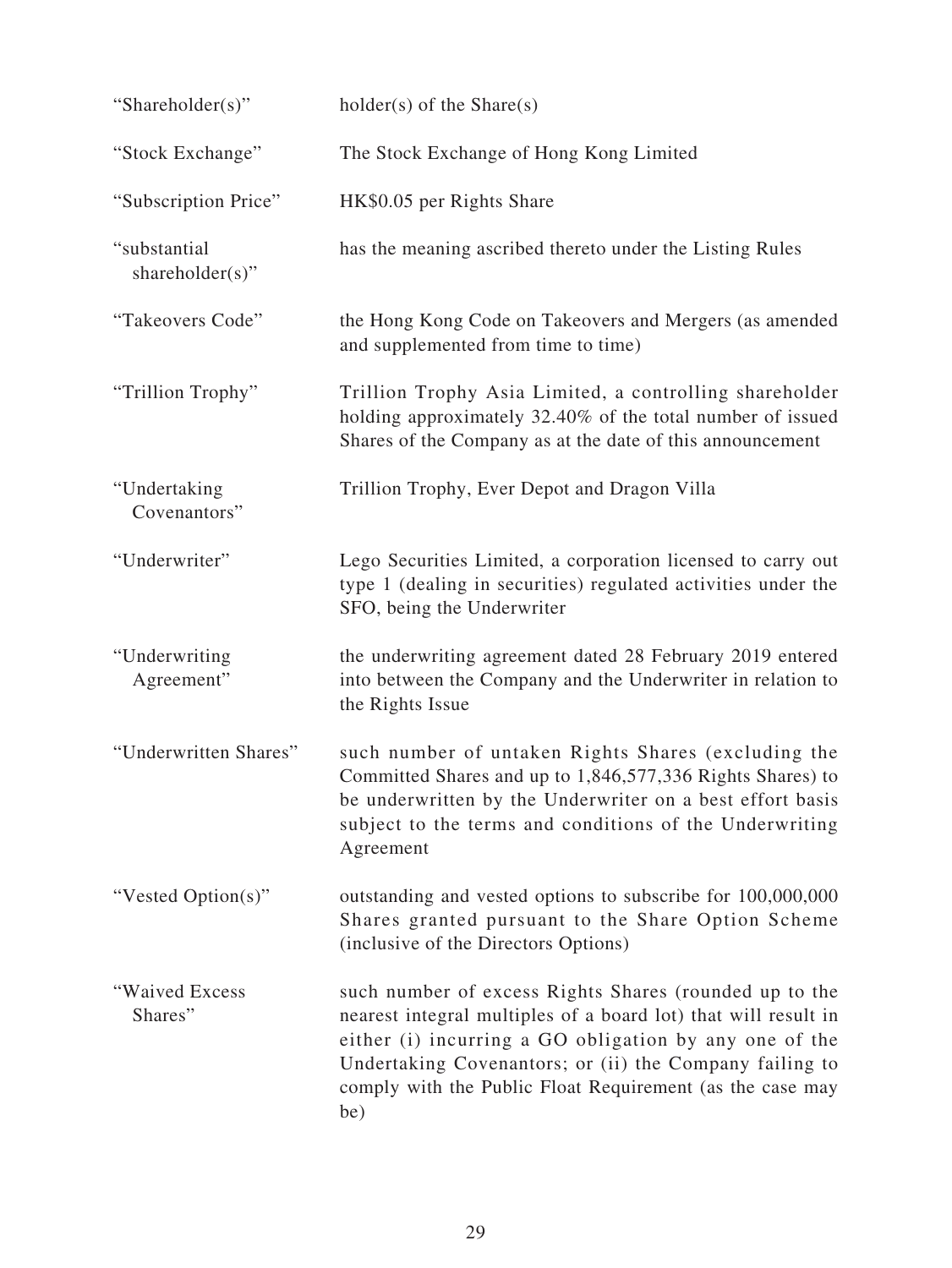| | |
|---|---|
| "Shareholder(s)" | holder(s) of the Share(s) |
| "Stock Exchange" | The Stock Exchange of Hong Kong Limited |
| "Subscription Price" | HK$0.05 per Rights Share |
| "substantial shareholder(s)" | has the meaning ascribed thereto under the Listing Rules |
| "Takeovers Code" | the Hong Kong Code on Takeovers and Mergers (as amended and supplemented from time to time) |
| "Trillion Trophy" | Trillion Trophy Asia Limited, a controlling shareholder holding approximately 32.40% of the total number of issued Shares of the Company as at the date of this announcement |
| "Undertaking Covenantors" | Trillion Trophy, Ever Depot and Dragon Villa |
| "Underwriter" | Lego Securities Limited, a corporation licensed to carry out type 1 (dealing in securities) regulated activities under the SFO, being the Underwriter |
| "Underwriting Agreement" | the underwriting agreement dated 28 February 2019 entered into between the Company and the Underwriter in relation to the Rights Issue |
| "Underwritten Shares" | such number of untaken Rights Shares (excluding the Committed Shares and up to 1,846,577,336 Rights Shares) to be underwritten by the Underwriter on a best effort basis subject to the terms and conditions of the Underwriting Agreement |
| "Vested Option(s)" | outstanding and vested options to subscribe for 100,000,000 Shares granted pursuant to the Share Option Scheme (inclusive of the Directors Options) |
| "Waived Excess Shares" | such number of excess Rights Shares (rounded up to the nearest integral multiples of a board lot) that will result in either (i) incurring a GO obligation by any one of the Undertaking Covenantors; or (ii) the Company failing to comply with the Public Float Requirement (as the case may be) |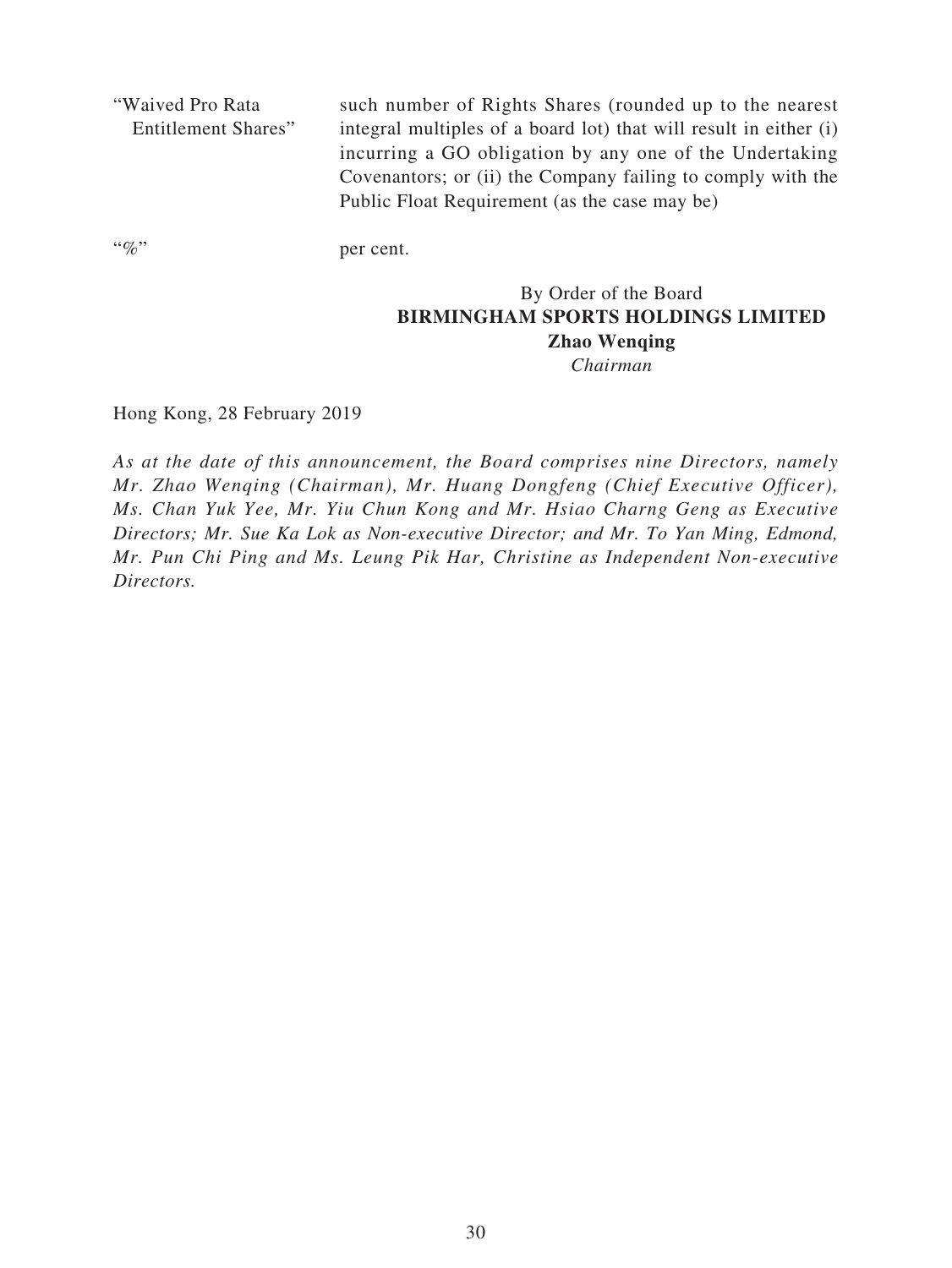| | |
|---|---|
| "Waived Pro Rata Entitlement Shares" | such number of Rights Shares (rounded up to the nearest integral multiples of a board lot) that will result in either (i) incurring a GO obligation by any one of the Undertaking Covenantors; or (ii) the Company failing to comply with the Public Float Requirement (as the case may be) |
| "%" | per cent. |

By Order of the Board
**BIRMINGHAM SPORTS HOLDINGS LIMITED**
**Zhao Wenqing**
*Chairman*

Hong Kong, 28 February 2019

*As at the date of this announcement, the Board comprises nine Directors, namely Mr. Zhao Wenqing (Chairman), Mr. Huang Dongfeng (Chief Executive Officer), Ms. Chan Yuk Yee, Mr. Yiu Chun Kong and Mr. Hsiao Charng Geng as Executive Directors; Mr. Sue Ka Lok as Non-executive Director; and Mr. To Yan Ming, Edmond, Mr. Pun Chi Ping and Ms. Leung Pik Har, Christine as Independent Non-executive Directors.*